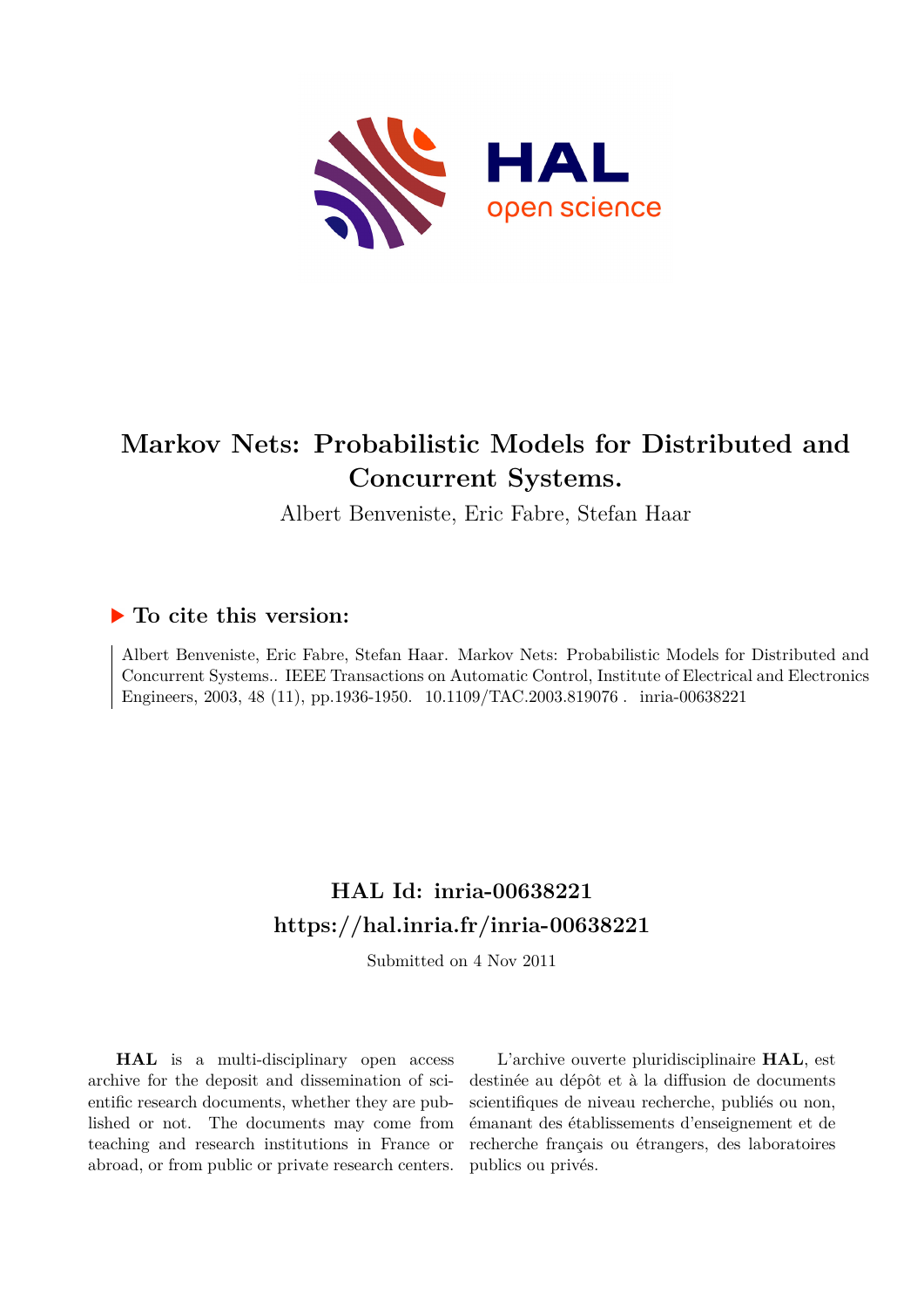# Markov Nets: Probabilistic Models for Distributed and Concurrent Systems.

Albert Benveniste, Eric Fabre, Stefan Haar

## ▶ To cite this version:

Albert Benveniste, Eric Fabre, Stefan Haar. Markov Nets: Probabilistic Models for Distributed and Concurrent Systems.. IEEE Transactions on Automatic Control, Institute of Electrical and Electronics Engineers, 2003, 48 (11), pp.1936-1950. 10.1109/TAC.2003.819076 . inria-00638221

## HAL Id: inria-00638221
## https://hal.inria.fr/inria-00638221

Submitted on 4 Nov 2011

**HAL** is a multi-disciplinary open access archive for the deposit and dissemination of scientific research documents, whether they are published or not. The documents may come from teaching and research institutions in France or abroad, or from public or private research centers.

L'archive ouverte pluridisciplinaire **HAL**, est destinée au dépôt et à la diffusion de documents scientifiques de niveau recherche, publiés ou non, émanant des établissements d'enseignement et de recherche français ou étrangers, des laboratoires publics ou privés.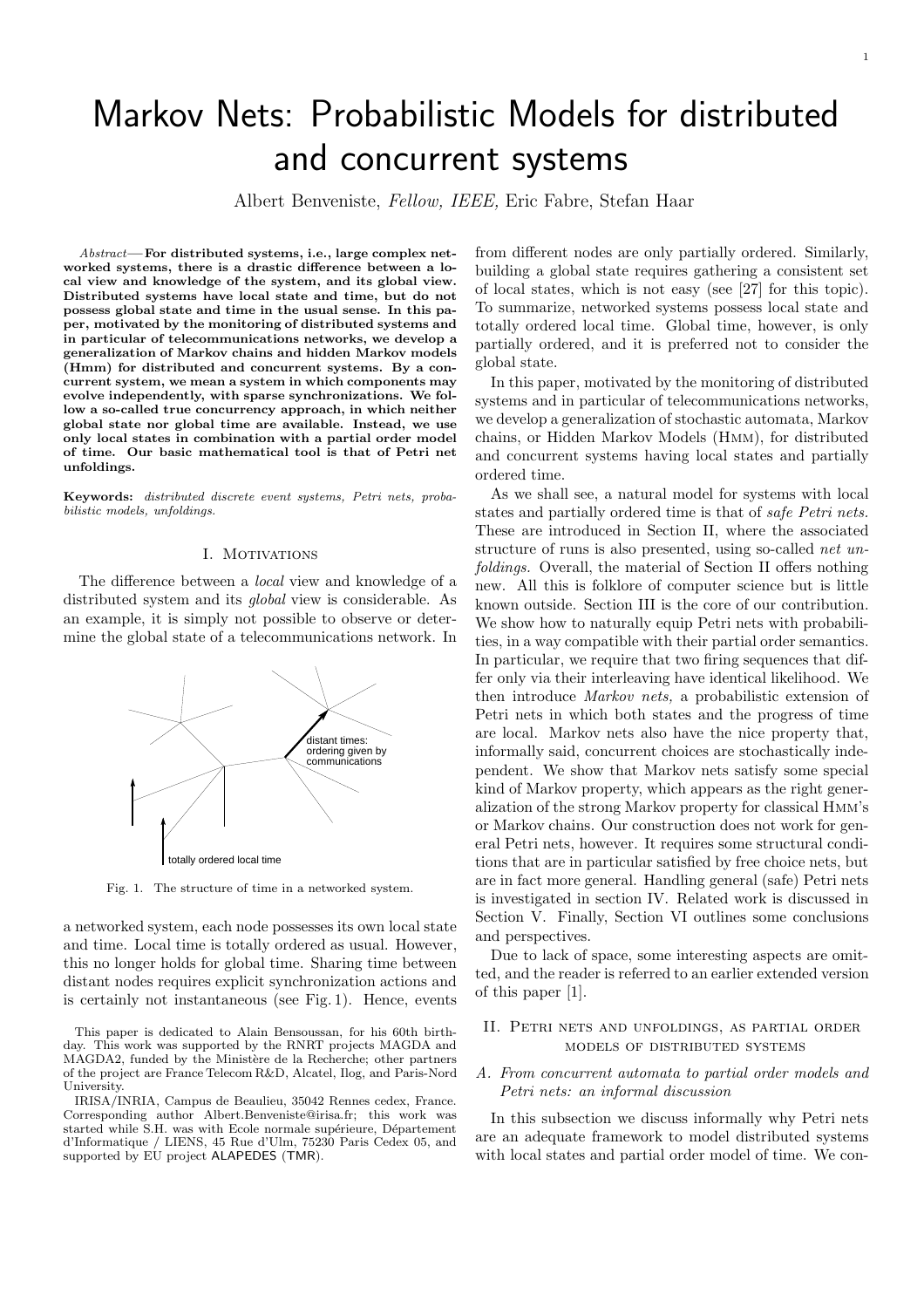# Markov Nets: Probabilistic Models for distributed and concurrent systems

Albert Benveniste, *Fellow, IEEE,* Eric Fabre, Stefan Haar

*Abstract*— **For distributed systems, i.e., large complex networked systems, there is a drastic difference between a local view and knowledge of the system, and its global view. Distributed systems have local state and time, but do not possess global state and time in the usual sense. In this paper, motivated by the monitoring of distributed systems and in particular of telecommunications networks, we develop a generalization of Markov chains and hidden Markov models (Hmm) for distributed and concurrent systems. By a concurrent system, we mean a system in which components may evolve independently, with sparse synchronizations. We follow a so-called true concurrency approach, in which neither global state nor global time are available. Instead, we use only local states in combination with a partial order model of time. Our basic mathematical tool is that of Petri net unfoldings.**

**Keywords:** *distributed discrete event systems, Petri nets, probabilistic models, unfoldings.*

## I. Motivations

The difference between a *local* view and knowledge of a distributed system and its *global* view is considerable. As an example, it is simply not possible to observe or determine the global state of a telecommunications network. In a networked system, each node possesses its own local state and time. Local time is totally ordered as usual. However, this no longer holds for global time. Sharing time between distant nodes requires explicit synchronization actions and is certainly not instantaneous (see Fig. 1). Hence, events

Fig. 1. The structure of time in a networked system.

from different nodes are only partially ordered. Similarly, building a global state requires gathering a consistent set of local states, which is not easy (see [27] for this topic). To summarize, networked systems possess local state and totally ordered local time. Global time, however, is only partially ordered, and it is preferred not to consider the global state.

In this paper, motivated by the monitoring of distributed systems and in particular of telecommunications networks, we develop a generalization of stochastic automata, Markov chains, or Hidden Markov Models (Hmm), for distributed and concurrent systems having local states and partially ordered time.

As we shall see, a natural model for systems with local states and partially ordered time is that of *safe Petri nets.* These are introduced in Section II, where the associated structure of runs is also presented, using so-called *net unfoldings.* Overall, the material of Section II offers nothing new. All this is folklore of computer science but is little known outside. Section III is the core of our contribution. We show how to naturally equip Petri nets with probabilities, in a way compatible with their partial order semantics. In particular, we require that two firing sequences that differ only via their interleaving have identical likelihood. We then introduce *Markov nets,* a probabilistic extension of Petri nets in which both states and the progress of time are local. Markov nets also have the nice property that, informally said, concurrent choices are stochastically independent. We show that Markov nets satisfy some special kind of Markov property, which appears as the right generalization of the strong Markov property for classical Hmm's or Markov chains. Our construction does not work for general Petri nets, however. It requires some structural conditions that are in particular satisfied by free choice nets, but are in fact more general. Handling general (safe) Petri nets is investigated in section IV. Related work is discussed in Section V. Finally, Section VI outlines some conclusions and perspectives.

Due to lack of space, some interesting aspects are omitted, and the reader is referred to an earlier extended version of this paper [1].

## II. Petri nets and unfoldings, as partial order models of distributed systems

### A. From concurrent automata to partial order models and Petri nets: an informal discussion

In this subsection we discuss informally why Petri nets are an adequate framework to model distributed systems with local states and partial order model of time. We con-

This paper is dedicated to Alain Bensoussan, for his 60th birthday. This work was supported by the RNRT projects MAGDA and MAGDA2, funded by the Ministère de la Recherche; other partners of the project are France Telecom R&D, Alcatel, Ilog, and Paris-Nord University.

IRISA/INRIA, Campus de Beaulieu, 35042 Rennes cedex, France. Corresponding author Albert.Benveniste@irisa.fr; this work was started while S.H. was with Ecole normale supérieure, Département d'Informatique / LIENS, 45 Rue d'Ulm, 75230 Paris Cedex 05, and supported by EU project ALAPEDES (TMR).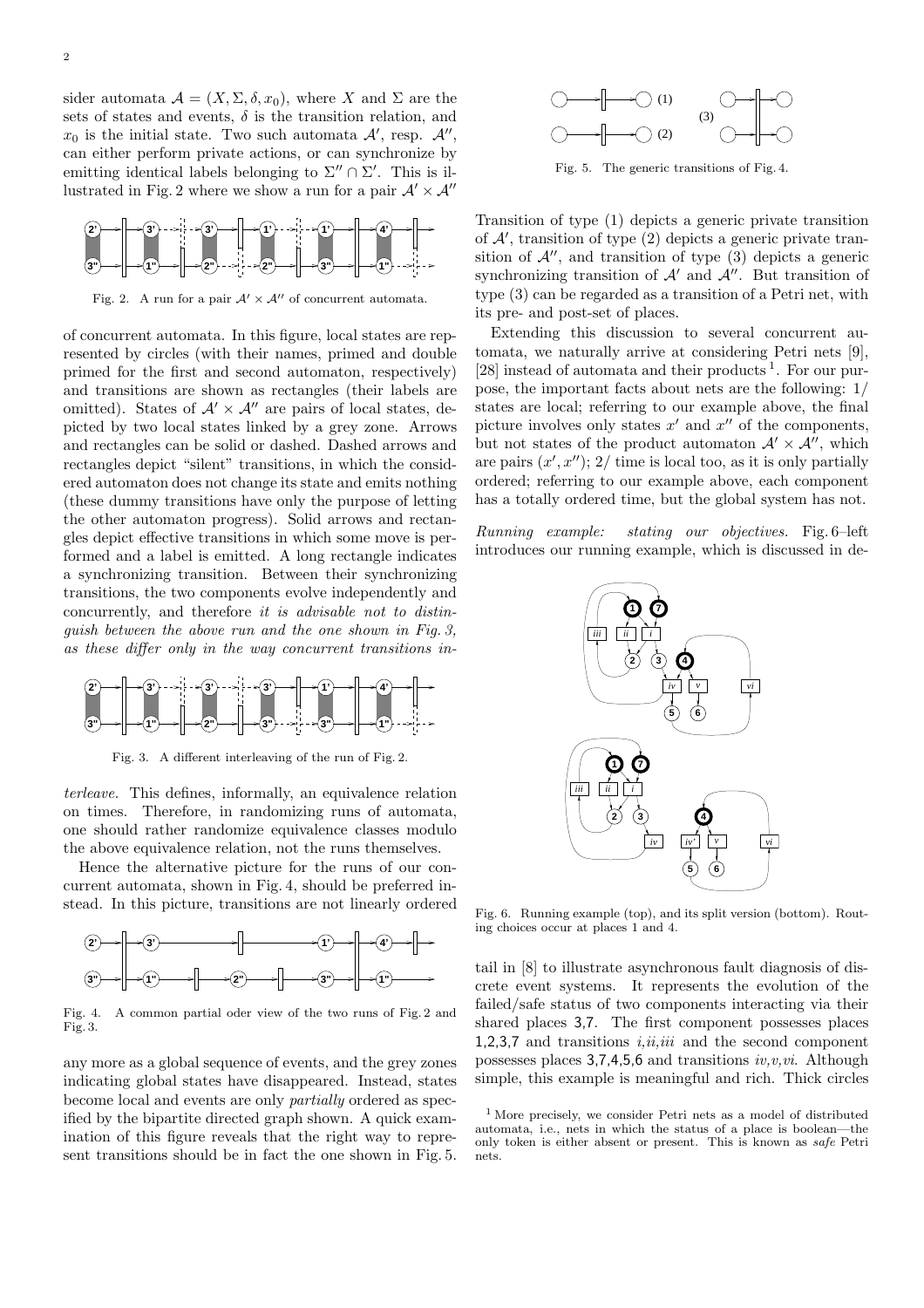sider automata $\mathcal{A} = (X, \Sigma, \delta, x_0)$, where $X$ and $\Sigma$ are the sets of states and events, $\delta$ is the transition relation, and $x_0$ is the initial state. Two such automata $\mathcal{A}'$, resp. $\mathcal{A}''$, can either perform private actions, or can synchronize by emitting identical labels belonging to $\Sigma'' \cap \Sigma'$. This is illustrated in Fig. 2 where we show a run for a pair $\mathcal{A}' \times \mathcal{A}''$

Fig. 2. A run for a pair $\mathcal{A}' \times \mathcal{A}''$ of concurrent automata.

of concurrent automata. In this figure, local states are represented by circles (with their names, primed and double primed for the first and second automaton, respectively) and transitions are shown as rectangles (their labels are omitted). States of $\mathcal{A}' \times \mathcal{A}''$ are pairs of local states, depicted by two local states linked by a grey zone. Arrows and rectangles can be solid or dashed. Dashed arrows and rectangles depict "silent" transitions, in which the considered automaton does not change its state and emits nothing (these dummy transitions have only the purpose of letting the other automaton progress). Solid arrows and rectangles depict effective transitions in which some move is performed and a label is emitted. A long rectangle indicates a synchronizing transition. Between their synchronizing transitions, the two components evolve independently and concurrently, and therefore *it is advisable not to distinguish between the above run and the one shown in Fig. 3, as these differ only in the way concurrent transitions interleave.* This defines, informally, an equivalence relation on times. Therefore, in randomizing runs of automata, one should rather randomize equivalence classes modulo the above equivalence relation, not the runs themselves.

Fig. 3. A different interleaving of the run of Fig. 2.

Hence the alternative picture for the runs of our concurrent automata, shown in Fig. 4, should be preferred instead. In this picture, transitions are not linearly ordered any more as a global sequence of events, and the grey zones indicating global states have disappeared. Instead, states become local and events are only *partially* ordered as specified by the bipartite directed graph shown. A quick examination of this figure reveals that the right way to represent transitions should be in fact the one shown in Fig. 5.

Fig. 4. A common partial oder view of the two runs of Fig. 2 and Fig. 3.

Fig. 5. The generic transitions of Fig. 4.

Transition of type (1) depicts a generic private transition of $\mathcal{A}'$, transition of type (2) depicts a generic private transition of $\mathcal{A}''$, and transition of type (3) depicts a generic synchronizing transition of $\mathcal{A}'$ and $\mathcal{A}''$. But transition of type (3) can be regarded as a transition of a Petri net, with its pre- and post-set of places.

Extending this discussion to several concurrent automata, we naturally arrive at considering Petri nets [9], [28] instead of automata and their products [1]. For our purpose, the important facts about nets are the following: 1/ states are local; referring to our example above, the final picture involves only states $x'$ and $x''$ of the components, but not states of the product automaton $\mathcal{A}' \times \mathcal{A}''$, which are pairs $(x', x'')$; 2/ time is local too, as it is only partially ordered; referring to our example above, each component has a totally ordered time, but the global system has not.

*Running example: stating our objectives.* Fig. 6–left introduces our running example, which is discussed in detail in [8] to illustrate asynchronous fault diagnosis of discrete event systems. It represents the evolution of the failed/safe status of two components interacting via their shared places 3,7. The first component possesses places 1,2,3,7 and transitions *i,ii,iii* and the second component possesses places 3,7,4,5,6 and transitions *iv,v,vi*. Although simple, this example is meaningful and rich. Thick circles

Fig. 6. Running example (top), and its split version (bottom). Routing choices occur at places 1 and 4.

[1] More precisely, we consider Petri nets as a model of distributed automata, i.e., nets in which the status of a place is boolean—the only token is either absent or present. This is known as *safe* Petri nets.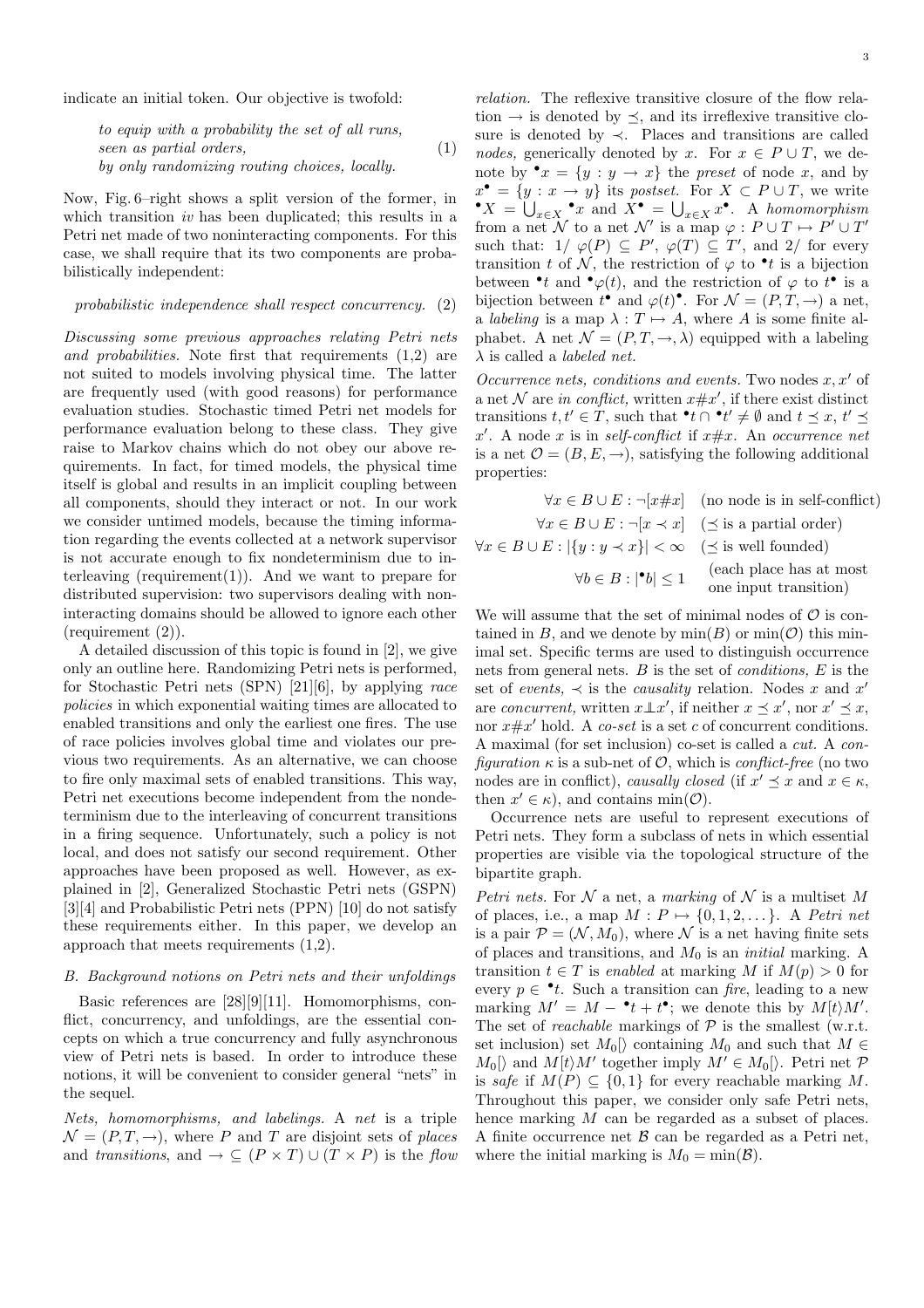indicate an initial token. Our objective is twofold:

$$\begin{array}{l}\textit{to equip with a probability the set of all runs,}\\ \textit{seen as partial orders,}\\ \textit{by only randomizing routing choices, locally.}\end{array} \quad (1)$$

Now, Fig. 6–right shows a split version of the former, in which transition *iv* has been duplicated; this results in a Petri net made of two noninteracting components. For this case, we shall require that its two components are probabilistically independent:

$$\textit{probabilistic independence shall respect concurrency.} \quad (2)$$

*Discussing some previous approaches relating Petri nets and probabilities.* Note first that requirements (1,2) are not suited to models involving physical time. The latter are frequently used (with good reasons) for performance evaluation studies. Stochastic timed Petri net models for performance evaluation belong to these class. They give raise to Markov chains which do not obey our above requirements. In fact, for timed models, the physical time itself is global and results in an implicit coupling between all components, should they interact or not. In our work we consider untimed models, because the timing information regarding the events collected at a network supervisor is not accurate enough to fix nondeterminism due to interleaving (requirement(1)). And we want to prepare for distributed supervision: two supervisors dealing with noninteracting domains should be allowed to ignore each other (requirement (2)).

A detailed discussion of this topic is found in [2], we give only an outline here. Randomizing Petri nets is performed, for Stochastic Petri nets (SPN) [21][6], by applying *race policies* in which exponential waiting times are allocated to enabled transitions and only the earliest one fires. The use of race policies involves global time and violates our previous two requirements. As an alternative, we can choose to fire only maximal sets of enabled transitions. This way, Petri net executions become independent from the nondeterminism due to the interleaving of concurrent transitions in a firing sequence. Unfortunately, such a policy is not local, and does not satisfy our second requirement. Other approaches have been proposed as well. However, as explained in [2], Generalized Stochastic Petri nets (GSPN) [3][4] and Probabilistic Petri nets (PPN) [10] do not satisfy these requirements either. In this paper, we develop an approach that meets requirements (1,2).

### B. Background notions on Petri nets and their unfoldings

Basic references are [28][9][11]. Homomorphisms, conflict, concurrency, and unfoldings, are the essential concepts on which a true concurrency and fully asynchronous view of Petri nets is based. In order to introduce these notions, it will be convenient to consider general "nets" in the sequel.

*Nets, homomorphisms, and labelings.* A *net* is a triple $\mathcal{N} = (P, T, \rightarrow)$, where $P$ and $T$ are disjoint sets of *places* and *transitions*, and $\rightarrow \subseteq (P \times T) \cup (T \times P)$ is the *flow relation.* The reflexive transitive closure of the flow relation $\rightarrow$ is denoted by $\preceq$, and its irreflexive transitive closure is denoted by $\prec$. Places and transitions are called *nodes,* generically denoted by $x$. For $x \in P \cup T$, we denote by ${}^\bullet x = \{y : y \rightarrow x\}$ the *preset* of node $x$, and by $x^\bullet = \{y : x \rightarrow y\}$ its *postset.* For $X \subset P \cup T$, we write ${}^\bullet X = \bigcup_{x \in X} {}^\bullet x$ and $X^\bullet = \bigcup_{x \in X} x^\bullet$. A *homomorphism* from a net $\mathcal{N}$ to a net $\mathcal{N}'$ is a map $\varphi : P \cup T \mapsto P' \cup T'$ such that: 1/ $\varphi(P) \subseteq P'$, $\varphi(T) \subseteq T'$, and 2/ for every transition $t$ of $\mathcal{N}$, the restriction of $\varphi$ to ${}^\bullet t$ is a bijection between ${}^\bullet t$ and ${}^\bullet\varphi(t)$, and the restriction of $\varphi$ to $t^\bullet$ is a bijection between $t^\bullet$ and $\varphi(t)^\bullet$. For $\mathcal{N} = (P, T, \rightarrow)$ a net, a *labeling* is a map $\lambda : T \mapsto A$, where $A$ is some finite alphabet. A net $\mathcal{N} = (P, T, \rightarrow, \lambda)$ equipped with a labeling $\lambda$ is called a *labeled net.*

*Occurrence nets, conditions and events.* Two nodes $x, x'$ of a net $\mathcal{N}$ are *in conflict,* written $x \# x'$, if there exist distinct transitions $t, t' \in T$, such that ${}^\bullet t \cap {}^\bullet t' \neq \emptyset$ and $t \preceq x$, $t' \preceq x'$. A node $x$ is in *self-conflict* if $x \# x$. An *occurrence net* is a net $\mathcal{O} = (B, E, \rightarrow)$, satisfying the following additional properties:

$$\begin{array}{rl}
\forall x \in B \cup E : \neg[x \# x] & \text{(no node is in self-conflict)}\\
\forall x \in B \cup E : \neg[x \prec x] & \text{(}\preceq \text{ is a partial order)}\\
\forall x \in B \cup E : |\{y : y \prec x\}| < \infty & \text{(}\preceq \text{ is well founded)}\\
\forall b \in B : |{}^\bullet b| \leq 1 & \text{(each place has at most one input transition)}
\end{array}$$

We will assume that the set of minimal nodes of $\mathcal{O}$ is contained in $B$, and we denote by $\min(B)$ or $\min(\mathcal{O})$ this minimal set. Specific terms are used to distinguish occurrence nets from general nets. $B$ is the set of *conditions,* $E$ is the set of *events,* $\prec$ is the *causality* relation. Nodes $x$ and $x'$ are *concurrent,* written $x \perp\!\!\!\perp x'$, if neither $x \preceq x'$, nor $x' \preceq x$, nor $x \# x'$ hold. A *co-set* is a set $c$ of concurrent conditions. A maximal (for set inclusion) co-set is called a *cut.* A *configuration* $\kappa$ is a sub-net of $\mathcal{O}$, which is *conflict-free* (no two nodes are in conflict), *causally closed* (if $x' \preceq x$ and $x \in \kappa$, then $x' \in \kappa$), and contains $\min(\mathcal{O})$.

Occurrence nets are useful to represent executions of Petri nets. They form a subclass of nets in which essential properties are visible via the topological structure of the bipartite graph.

*Petri nets.* For $\mathcal{N}$ a net, a *marking* of $\mathcal{N}$ is a multiset $M$ of places, i.e., a map $M : P \mapsto \{0, 1, 2, \dots\}$. A *Petri net* is a pair $\mathcal{P} = (\mathcal{N}, M_0)$, where $\mathcal{N}$ is a net having finite sets of places and transitions, and $M_0$ is an *initial* marking. A transition $t \in T$ is *enabled* at marking $M$ if $M(p) > 0$ for every $p \in {}^\bullet t$. Such a transition can *fire*, leading to a new marking $M' = M - {}^\bullet t + t^\bullet$; we denote this by $M[t\rangle M'$. The set of *reachable* markings of $\mathcal{P}$ is the smallest (w.r.t. set inclusion) set $M_0[\rangle$ containing $M_0$ and such that $M \in M_0[\rangle$ and $M[t\rangle M'$ together imply $M' \in M_0[\rangle$. Petri net $\mathcal{P}$ is *safe* if $M(P) \subseteq \{0, 1\}$ for every reachable marking $M$. Throughout this paper, we consider only safe Petri nets, hence marking $M$ can be regarded as a subset of places. A finite occurrence net $\mathcal{B}$ can be regarded as a Petri net, where the initial marking is $M_0 = \min(\mathcal{B})$.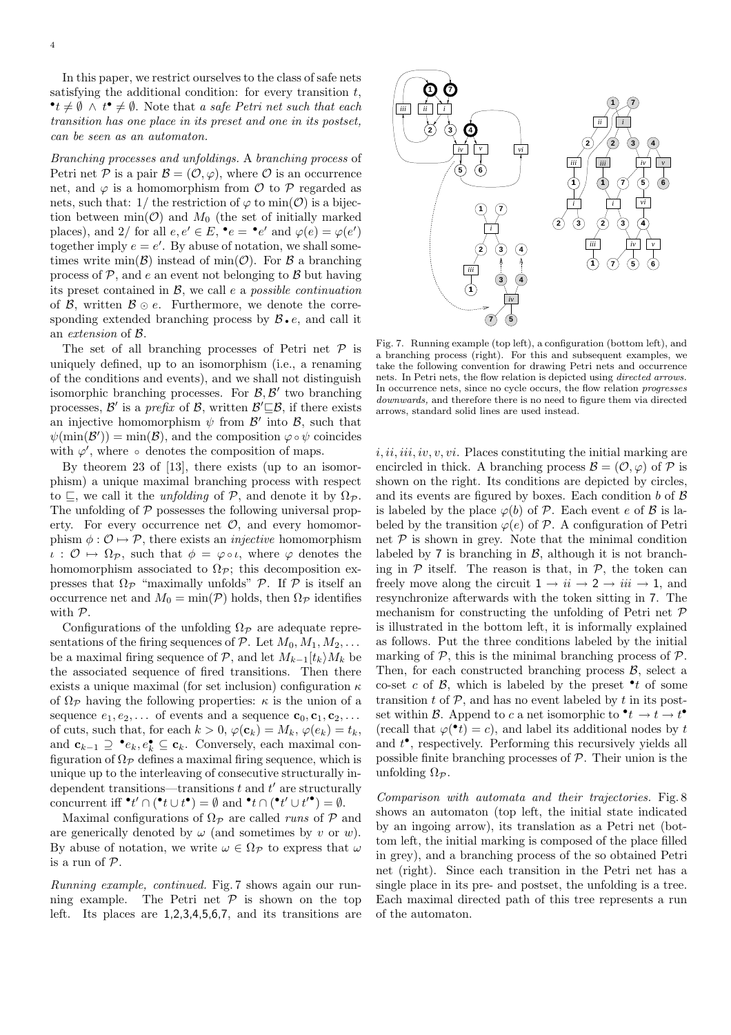In this paper, we restrict ourselves to the class of safe nets satisfying the additional condition: for every transition $t$, ${}^\bullet t \neq \emptyset \;\wedge\; t^\bullet \neq \emptyset$. Note that *a safe Petri net such that each transition has one place in its preset and one in its postset, can be seen as an automaton.*

*Branching processes and unfoldings.* A *branching process* of Petri net $\mathcal{P}$ is a pair $\mathcal{B} = (\mathcal{O}, \varphi)$, where $\mathcal{O}$ is an occurrence net, and $\varphi$ is a homomorphism from $\mathcal{O}$ to $\mathcal{P}$ regarded as nets, such that: 1/ the restriction of $\varphi$ to $\min(\mathcal{O})$ is a bijection between $\min(\mathcal{O})$ and $M_0$ (the set of initially marked places), and 2/ for all $e, e' \in E$, ${}^\bullet e = {}^\bullet e'$ and $\varphi(e) = \varphi(e')$ together imply $e = e'$. By abuse of notation, we shall sometimes write $\min(\mathcal{B})$ instead of $\min(\mathcal{O})$. For $\mathcal{B}$ a branching process of $\mathcal{P}$, and $e$ an event not belonging to $\mathcal{B}$ but having its preset contained in $\mathcal{B}$, we call $e$ a *possible continuation* of $\mathcal{B}$, written $\mathcal{B} \odot e$. Furthermore, we denote the corresponding extended branching process by $\mathcal{B} \bullet e$, and call it an *extension* of $\mathcal{B}$.

The set of all branching processes of Petri net $\mathcal{P}$ is uniquely defined, up to an isomorphism (i.e., a renaming of the conditions and events), and we shall not distinguish isomorphic branching processes. For $\mathcal{B}, \mathcal{B}'$ two branching processes, $\mathcal{B}'$ is a *prefix* of $\mathcal{B}$, written $\mathcal{B}' \sqsubseteq \mathcal{B}$, if there exists an injective homomorphism $\psi$ from $\mathcal{B}'$ into $\mathcal{B}$, such that $\psi(\min(\mathcal{B}')) = \min(\mathcal{B})$, and the composition $\varphi \circ \psi$ coincides with $\varphi'$, where $\circ$ denotes the composition of maps.

By theorem 23 of [13], there exists (up to an isomorphism) a unique maximal branching process with respect to $\sqsubseteq$, we call it the *unfolding* of $\mathcal{P}$, and denote it by $\Omega_{\mathcal{P}}$. The unfolding of $\mathcal{P}$ possesses the following universal property. For every occurrence net $\mathcal{O}$, and every homomorphism $\phi : \mathcal{O} \mapsto \mathcal{P}$, there exists an *injective* homomorphism $\iota : \mathcal{O} \mapsto \Omega_{\mathcal{P}}$, such that $\phi = \varphi \circ \iota$, where $\varphi$ denotes the homomorphism associated to $\Omega_{\mathcal{P}}$; this decomposition expresses that $\Omega_{\mathcal{P}}$ "maximally unfolds" $\mathcal{P}$. If $\mathcal{P}$ is itself an occurrence net and $M_0 = \min(\mathcal{P})$ holds, then $\Omega_{\mathcal{P}}$ identifies with $\mathcal{P}$.

Configurations of the unfolding $\Omega_{\mathcal{P}}$ are adequate representations of the firing sequences of $\mathcal{P}$. Let $M_0, M_1, M_2, \ldots$ be a maximal firing sequence of $\mathcal{P}$, and let $M_{k-1}[t_k\rangle M_k$ be the associated sequence of fired transitions. Then there exists a unique maximal (for set inclusion) configuration $\kappa$ of $\Omega_{\mathcal{P}}$ having the following properties: $\kappa$ is the union of a sequence $e_1, e_2, \ldots$ of events and a sequence $\mathbf{c}_0, \mathbf{c}_1, \mathbf{c}_2, \ldots$ of cuts, such that, for each $k > 0$, $\varphi(\mathbf{c}_k) = M_k$, $\varphi(e_k) = t_k$, and $\mathbf{c}_{k-1} \supseteq {}^\bullet e_k, e_k^\bullet \subseteq \mathbf{c}_k$. Conversely, each maximal configuration of $\Omega_{\mathcal{P}}$ defines a maximal firing sequence, which is unique up to the interleaving of consecutive structurally independent transitions—transitions $t$ and $t'$ are structurally concurrent iff ${}^\bullet t' \cap ({}^\bullet t \cup t^\bullet) = \emptyset$ and ${}^\bullet t \cap ({}^\bullet t' \cup t'^\bullet) = \emptyset$.

Maximal configurations of $\Omega_{\mathcal{P}}$ are called *runs* of $\mathcal{P}$ and are generically denoted by $\omega$ (and sometimes by $v$ or $w$). By abuse of notation, we write $\omega \in \Omega_{\mathcal{P}}$ to express that $\omega$ is a run of $\mathcal{P}$.

*Running example, continued.* Fig. 7 shows again our running example. The Petri net $\mathcal{P}$ is shown on the top left. Its places are 1,2,3,4,5,6,7, and its transitions are $i, ii, iii, iv, v, vi$. Places constituting the initial marking are encircled in thick. A branching process $\mathcal{B} = (\mathcal{O}, \varphi)$ of $\mathcal{P}$ is shown on the right. Its conditions are depicted by circles, and its events are figured by boxes. Each condition $b$ of $\mathcal{B}$ is labeled by the place $\varphi(b)$ of $\mathcal{P}$. Each event $e$ of $\mathcal{B}$ is labeled by the transition $\varphi(e)$ of $\mathcal{P}$. A configuration of Petri net $\mathcal{P}$ is shown in grey. Note that the minimal condition labeled by 7 is branching in $\mathcal{B}$, although it is not branching in $\mathcal{P}$ itself. The reason is that, in $\mathcal{P}$, the token can freely move along the circuit $1 \to ii \to 2 \to iii \to 1$, and resynchronize afterwards with the token sitting in 7. The mechanism for constructing the unfolding of Petri net $\mathcal{P}$ is illustrated in the bottom left, it is informally explained as follows. Put the three conditions labeled by the initial marking of $\mathcal{P}$, this is the minimal branching process of $\mathcal{P}$. Then, for each constructed branching process $\mathcal{B}$, select a co-set $c$ of $\mathcal{B}$, which is labeled by the preset ${}^\bullet t$ of some transition $t$ of $\mathcal{P}$, and has no event labeled by $t$ in its postset within $\mathcal{B}$. Append to $c$ a net isomorphic to ${}^\bullet t \to t \to t^\bullet$ (recall that $\varphi({}^\bullet t) = c$), and label its additional nodes by $t$ and $t^\bullet$, respectively. Performing this recursively yields all possible finite branching processes of $\mathcal{P}$. Their union is the unfolding $\Omega_{\mathcal{P}}$.

Fig. 7. Running example (top left), a configuration (bottom left), and a branching process (right). For this and subsequent examples, we take the following convention for drawing Petri nets and occurrence nets. In Petri nets, the flow relation is depicted using *directed arrows*. In occurrence nets, since no cycle occurs, the flow relation *progresses downwards,* and therefore there is no need to figure them via directed arrows, standard solid lines are used instead.

*Comparison with automata and their trajectories.* Fig. 8 shows an automaton (top left, the initial state indicated by an ingoing arrow), its translation as a Petri net (bottom left, the initial marking is composed of the place filled in grey), and a branching process of the so obtained Petri net (right). Since each transition in the Petri net has a single place in its pre- and postset, the unfolding is a tree. Each maximal directed path of this tree represents a run of the automaton.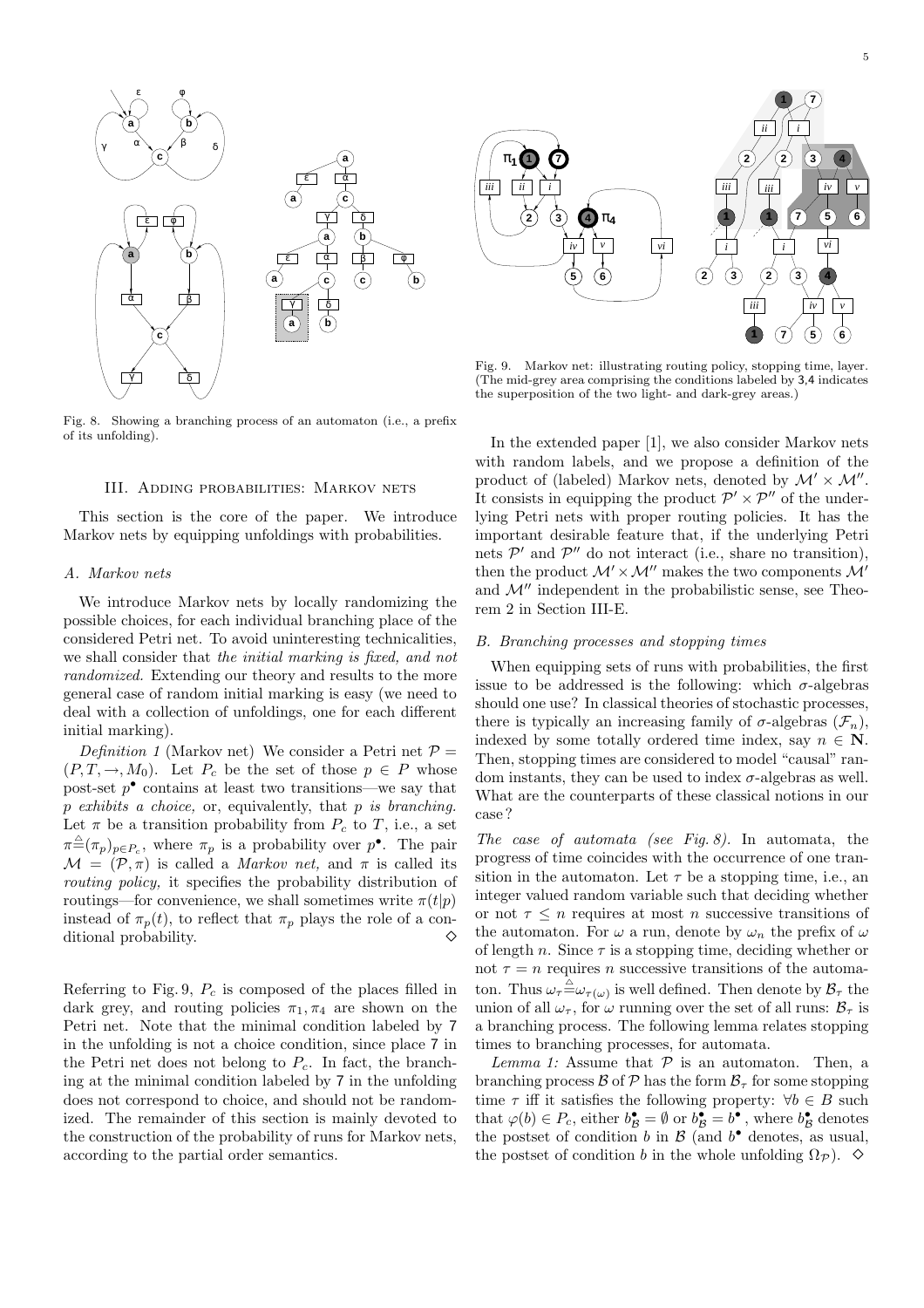Fig. 8. Showing a branching process of an automaton (i.e., a prefix of its unfolding).

Fig. 9. Markov net: illustrating routing policy, stopping time, layer. (The mid-grey area comprising the conditions labeled by 3,4 indicates the superposition of the two light- and dark-grey areas.)

## III. Adding probabilities: Markov nets

This section is the core of the paper. We introduce Markov nets by equipping unfoldings with probabilities.

### A. Markov nets

We introduce Markov nets by locally randomizing the possible choices, for each individual branching place of the considered Petri net. To avoid uninteresting technicalities, we shall consider that *the initial marking is fixed, and not randomized.* Extending our theory and results to the more general case of random initial marking is easy (we need to deal with a collection of unfoldings, one for each different initial marking).

*Definition 1* (Markov net) We consider a Petri net $\mathcal{P} = (P, T, \rightarrow, M_0)$. Let $P_c$ be the set of those $p \in P$ whose post-set $p^\bullet$ contains at least two transitions—we say that *p exhibits a choice,* or, equivalently, that *p is branching.* Let $\pi$ be a transition probability from $P_c$ to $T$, i.e., a set $\pi \stackrel{\triangle}{=} (\pi_p)_{p \in P_c}$, where $\pi_p$ is a probability over $p^\bullet$. The pair $\mathcal{M} = (\mathcal{P}, \pi)$ is called a *Markov net,* and $\pi$ is called its *routing policy,* it specifies the probability distribution of routings—for convenience, we shall sometimes write $\pi(t|p)$ instead of $\pi_p(t)$, to reflect that $\pi_p$ plays the role of a conditional probability. $\diamond$

Referring to Fig. 9, $P_c$ is composed of the places filled in dark grey, and routing policies $\pi_1, \pi_4$ are shown on the Petri net. Note that the minimal condition labeled by 7 in the unfolding is not a choice condition, since place 7 in the Petri net does not belong to $P_c$. In fact, the branching at the minimal condition labeled by 7 in the unfolding does not correspond to choice, and should not be randomized. The remainder of this section is mainly devoted to the construction of the probability of runs for Markov nets, according to the partial order semantics.

In the extended paper [1], we also consider Markov nets with random labels, and we propose a definition of the product of (labeled) Markov nets, denoted by $\mathcal{M}' \times \mathcal{M}''$. It consists in equipping the product $\mathcal{P}' \times \mathcal{P}''$ of the underlying Petri nets with proper routing policies. It has the important desirable feature that, if the underlying Petri nets $\mathcal{P}'$ and $\mathcal{P}''$ do not interact (i.e., share no transition), then the product $\mathcal{M}' \times \mathcal{M}''$ makes the two components $\mathcal{M}'$ and $\mathcal{M}''$ independent in the probabilistic sense, see Theorem 2 in Section III-E.

### B. Branching processes and stopping times

When equipping sets of runs with probabilities, the first issue to be addressed is the following: which $\sigma$-algebras should one use? In classical theories of stochastic processes, there is typically an increasing family of $\sigma$-algebras $(\mathcal{F}_n)$, indexed by some totally ordered time index, say $n \in \mathbf{N}$. Then, stopping times are considered to model "causal" random instants, they can be used to index $\sigma$-algebras as well. What are the counterparts of these classical notions in our case?

*The case of automata (see Fig. 8).* In automata, the progress of time coincides with the occurrence of one transition in the automaton. Let $\tau$ be a stopping time, i.e., an integer valued random variable such that deciding whether or not $\tau \leq n$ requires at most $n$ successive transitions of the automaton. For $\omega$ a run, denote by $\omega_n$ the prefix of $\omega$ of length $n$. Since $\tau$ is a stopping time, deciding whether or not $\tau = n$ requires $n$ successive transitions of the automaton. Thus $\omega_\tau \stackrel{\triangle}{=} \omega_{\tau(\omega)}$ is well defined. Then denote by $\mathcal{B}_\tau$ the union of all $\omega_\tau$, for $\omega$ running over the set of all runs: $\mathcal{B}_\tau$ is a branching process. The following lemma relates stopping times to branching processes, for automata.

*Lemma 1:* Assume that $\mathcal{P}$ is an automaton. Then, a branching process $\mathcal{B}$ of $\mathcal{P}$ has the form $\mathcal{B}_\tau$ for some stopping time $\tau$ iff it satisfies the following property: $\forall b \in B$ such that $\varphi(b) \in P_c$, either $b^\bullet_{\mathcal{B}} = \emptyset$ or $b^\bullet_{\mathcal{B}} = b^\bullet$, where $b^\bullet_{\mathcal{B}}$ denotes the postset of condition $b$ in $\mathcal{B}$ (and $b^\bullet$ denotes, as usual, the postset of condition $b$ in the whole unfolding $\Omega_{\mathcal{P}}$). $\diamond$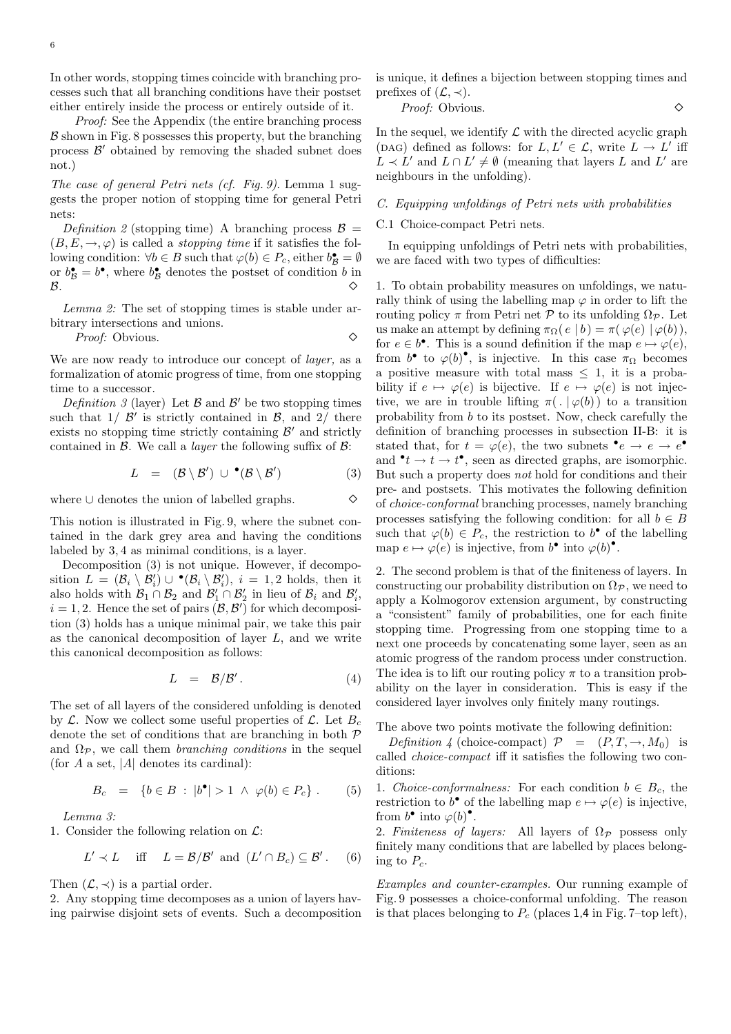In other words, stopping times coincide with branching processes such that all branching conditions have their postset either entirely inside the process or entirely outside of it.

*Proof:* See the Appendix (the entire branching process $\mathcal{B}$ shown in Fig. 8 possesses this property, but the branching process $\mathcal{B}'$ obtained by removing the shaded subnet does not.)

*The case of general Petri nets (cf. Fig. 9).* Lemma 1 suggests the proper notion of stopping time for general Petri nets:

*Definition 2* (stopping time) A branching process $\mathcal{B} = (B, E, \rightarrow, \varphi)$ is called a *stopping time* if it satisfies the following condition: $\forall b \in B$ such that $\varphi(b) \in P_c$, either $b^\bullet_{\mathcal{B}} = \emptyset$ or $b^\bullet_{\mathcal{B}} = b^\bullet$, where $b^\bullet_{\mathcal{B}}$ denotes the postset of condition $b$ in $\mathcal{B}$. ◇

*Lemma 2:* The set of stopping times is stable under arbitrary intersections and unions.

*Proof:* Obvious. ◇

We are now ready to introduce our concept of *layer,* as a formalization of atomic progress of time, from one stopping time to a successor.

*Definition 3* (layer) Let $\mathcal{B}$ and $\mathcal{B}'$ be two stopping times such that 1/ $\mathcal{B}'$ is strictly contained in $\mathcal{B}$, and 2/ there exists no stopping time strictly containing $\mathcal{B}'$ and strictly contained in $\mathcal{B}$. We call a *layer* the following suffix of $\mathcal{B}$:

$$L \quad = \quad (\mathcal{B} \setminus \mathcal{B}') \,\cup\, {}^\bullet(\mathcal{B} \setminus \mathcal{B}') \tag{3}$$

where $\cup$ denotes the union of labelled graphs. ◇

This notion is illustrated in Fig. 9, where the subnet contained in the dark grey area and having the conditions labeled by 3, 4 as minimal conditions, is a layer.

Decomposition (3) is not unique. However, if decomposition $L = (\mathcal{B}_i \setminus \mathcal{B}'_i) \cup {}^\bullet(\mathcal{B}_i \setminus \mathcal{B}'_i)$, $i = 1, 2$ holds, then it also holds with $\mathcal{B}_1 \cap \mathcal{B}_2$ and $\mathcal{B}'_1 \cap \mathcal{B}'_2$ in lieu of $\mathcal{B}_i$ and $\mathcal{B}'_i$, $i = 1, 2$. Hence the set of pairs $(\mathcal{B}, \mathcal{B}')$ for which decomposition (3) holds has a unique minimal pair, we take this pair as the canonical decomposition of layer $L$, and we write this canonical decomposition as follows:

$$L \quad = \quad \mathcal{B}/\mathcal{B}' \,. \tag{4}$$

The set of all layers of the considered unfolding is denoted by $\mathcal{L}$. Now we collect some useful properties of $\mathcal{L}$. Let $B_c$ denote the set of conditions that are branching in both $\mathcal{P}$ and $\Omega_{\mathcal{P}}$, we call them *branching conditions* in the sequel (for $A$ a set, $|A|$ denotes its cardinal):

$$B_c \quad = \quad \{ b \in B \;:\; |b^\bullet| > 1 \;\wedge\; \varphi(b) \in P_c \} \,. \tag{5}$$

*Lemma 3:*

1. Consider the following relation on $\mathcal{L}$:

$$L' \prec L \quad \text{iff} \quad L = \mathcal{B}/\mathcal{B}' \text{ and } (L' \cap B_c) \subseteq \mathcal{B}' \,. \tag{6}$$

Then $(\mathcal{L}, \prec)$ is a partial order.

2. Any stopping time decomposes as a union of layers having pairwise disjoint sets of events. Such a decomposition is unique, it defines a bijection between stopping times and prefixes of $(\mathcal{L}, \prec)$.

*Proof:* Obvious. ◇

In the sequel, we identify $\mathcal{L}$ with the directed acyclic graph (DAG) defined as follows: for $L, L' \in \mathcal{L}$, write $L \rightarrow L'$ iff $L \prec L'$ and $L \cap L' \neq \emptyset$ (meaning that layers $L$ and $L'$ are neighbours in the unfolding).

### C. Equipping unfoldings of Petri nets with probabilities

#### C.1 Choice-compact Petri nets.

In equipping unfoldings of Petri nets with probabilities, we are faced with two types of difficulties:

1. To obtain probability measures on unfoldings, we naturally think of using the labelling map $\varphi$ in order to lift the routing policy $\pi$ from Petri net $\mathcal{P}$ to its unfolding $\Omega_{\mathcal{P}}$. Let us make an attempt by defining $\pi_\Omega(\, e \mid b\,) = \pi(\, \varphi(e) \mid \varphi(b)\,)$, for $e \in b^\bullet$. This is a sound definition if the map $e \mapsto \varphi(e)$, from $b^\bullet$ to $\varphi(b)^\bullet$, is injective. In this case $\pi_\Omega$ becomes a positive measure with total mass $\leq 1$, it is a probability if $e \mapsto \varphi(e)$ is bijective. If $e \mapsto \varphi(e)$ is not injective, we are in trouble lifting $\pi(\, . \mid \varphi(b)\,)$ to a transition probability from $b$ to its postset. Now, check carefully the definition of branching processes in subsection II-B: it is stated that, for $t = \varphi(e)$, the two subnets ${}^\bullet e \rightarrow e \rightarrow e^\bullet$ and ${}^\bullet t \rightarrow t \rightarrow t^\bullet$, seen as directed graphs, are isomorphic. But such a property does *not* hold for conditions and their pre- and postsets. This motivates the following definition of *choice-conformal* branching processes, namely branching processes satisfying the following condition: for all $b \in B$ such that $\varphi(b) \in P_c$, the restriction to $b^\bullet$ of the labelling map $e \mapsto \varphi(e)$ is injective, from $b^\bullet$ into $\varphi(b)^\bullet$.

2. The second problem is that of the finiteness of layers. In constructing our probability distribution on $\Omega_{\mathcal{P}}$, we need to apply a Kolmogorov extension argument, by constructing a "consistent" family of probabilities, one for each finite stopping time. Progressing from one stopping time to a next one proceeds by concatenating some layer, seen as an atomic progress of the random process under construction. The idea is to lift our routing policy $\pi$ to a transition probability on the layer in consideration. This is easy if the considered layer involves only finitely many routings.

The above two points motivate the following definition:

*Definition 4* (choice-compact) $\mathcal{P} \;=\; (P, T, \rightarrow, M_0)$ is called *choice-compact* iff it satisfies the following two conditions:

1. *Choice-conformalness:* For each condition $b \in B_c$, the restriction to $b^\bullet$ of the labelling map $e \mapsto \varphi(e)$ is injective, from $b^\bullet$ into $\varphi(b)^\bullet$.
2. *Finiteness of layers:* All layers of $\Omega_{\mathcal{P}}$ possess only finitely many conditions that are labelled by places belonging to $P_c$.

*Examples and counter-examples.* Our running example of Fig. 9 possesses a choice-conformal unfolding. The reason is that places belonging to $P_c$ (places 1,4 in Fig. 7–top left),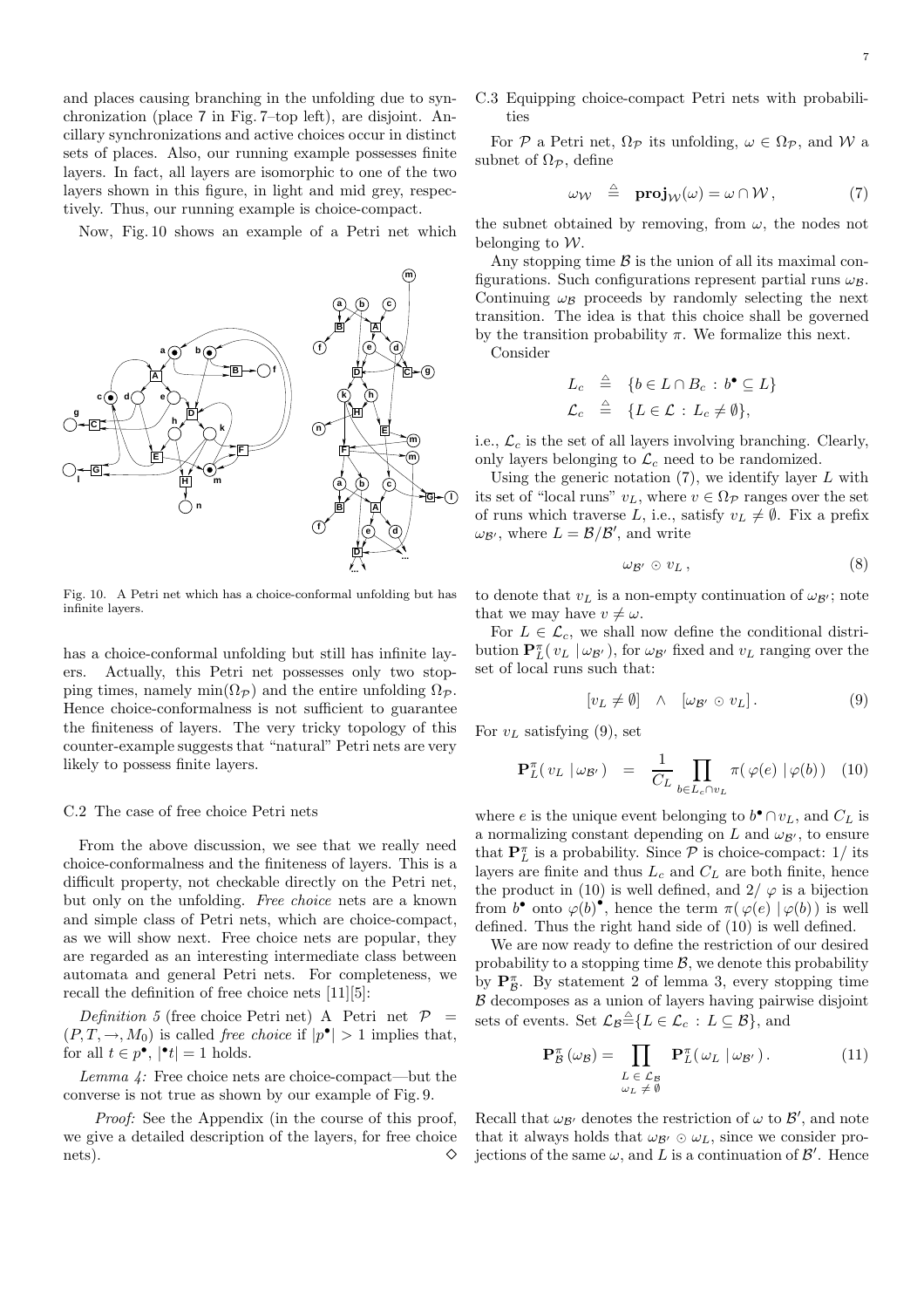and places causing branching in the unfolding due to synchronization (place 7 in Fig. 7–top left), are disjoint. Ancillary synchronizations and active choices occur in distinct sets of places. Also, our running example possesses finite layers. In fact, all layers are isomorphic to one of the two layers shown in this figure, in light and mid grey, respectively. Thus, our running example is choice-compact.

Now, Fig. 10 shows an example of a Petri net which has a choice-conformal unfolding but still has infinite layers. Actually, this Petri net possesses only two stopping times, namely $\min(\Omega_\mathcal{P})$ and the entire unfolding $\Omega_\mathcal{P}$. Hence choice-conformalness is not sufficient to guarantee the finiteness of layers. The very tricky topology of this counter-example suggests that "natural" Petri nets are very likely to possess finite layers.

Fig. 10. A Petri net which has a choice-conformal unfolding but has infinite layers.

### C.2 The case of free choice Petri nets

From the above discussion, we see that we really need choice-conformalness and the finiteness of layers. This is a difficult property, not checkable directly on the Petri net, but only on the unfolding. *Free choice* nets are a known and simple class of Petri nets, which are choice-compact, as we will show next. Free choice nets are popular, they are regarded as an interesting intermediate class between automata and general Petri nets. For completeness, we recall the definition of free choice nets [11][5]:

*Definition 5* (free choice Petri net) A Petri net $\mathcal{P} = (P, T, \rightarrow, M_0)$ is called *free choice* if $|p^\bullet| > 1$ implies that, for all $t \in p^\bullet$, $|^\bullet t| = 1$ holds.

*Lemma 4:* Free choice nets are choice-compact—but the converse is not true as shown by our example of Fig. 9.

*Proof:* See the Appendix (in the course of this proof, we give a detailed description of the layers, for free choice nets). $\diamond$

### C.3 Equipping choice-compact Petri nets with probabilities

For $\mathcal{P}$ a Petri net, $\Omega_\mathcal{P}$ its unfolding, $\omega \in \Omega_\mathcal{P}$, and $\mathcal{W}$ a subnet of $\Omega_\mathcal{P}$, define

$$\omega_\mathcal{W} \;\; \triangleq \;\; \mathbf{proj}_\mathcal{W}(\omega) = \omega \cap \mathcal{W}, \tag{7}$$

the subnet obtained by removing, from $\omega$, the nodes not belonging to $\mathcal{W}$.

Any stopping time $\mathcal{B}$ is the union of all its maximal configurations. Such configurations represent partial runs $\omega_\mathcal{B}$. Continuing $\omega_\mathcal{B}$ proceeds by randomly selecting the next transition. The idea is that this choice shall be governed by the transition probability $\pi$. We formalize this next.

Consider

$$L_c \;\; \triangleq \;\; \{b \in L \cap B_c \,:\, b^\bullet \subseteq L\}$$
$$\mathcal{L}_c \;\; \triangleq \;\; \{L \in \mathcal{L} \,:\, L_c \neq \emptyset\},$$

i.e., $\mathcal{L}_c$ is the set of all layers involving branching. Clearly, only layers belonging to $\mathcal{L}_c$ need to be randomized.

Using the generic notation (7), we identify layer $L$ with its set of "local runs" $v_L$, where $v \in \Omega_\mathcal{P}$ ranges over the set of runs which traverse $L$, i.e., satisfy $v_L \neq \emptyset$. Fix a prefix $\omega_{\mathcal{B}'}$, where $L = \mathcal{B}/\mathcal{B}'$, and write

$$\omega_{\mathcal{B}'} \odot v_L, \tag{8}$$

to denote that $v_L$ is a non-empty continuation of $\omega_{\mathcal{B}'}$; note that we may have $v \neq \omega$.

For $L \in \mathcal{L}_c$, we shall now define the conditional distribution $\mathbf{P}^\pi_L(\, v_L \mid \omega_{\mathcal{B}'})$, for $\omega_{\mathcal{B}'}$ fixed and $v_L$ ranging over the set of local runs such that:

$$[v_L \neq \emptyset] \quad \wedge \quad [\omega_{\mathcal{B}'} \odot v_L]. \tag{9}$$

For $v_L$ satisfying (9), set

$$\mathbf{P}^\pi_L(\, v_L \mid \omega_{\mathcal{B}'}) \;\; = \;\; \frac{1}{C_L} \prod_{b \in L_c \cap v_L} \pi(\, \varphi(e) \mid \varphi(b)) \tag{10}$$

where $e$ is the unique event belonging to $b^\bullet \cap v_L$, and $C_L$ is a normalizing constant depending on $L$ and $\omega_{\mathcal{B}'}$, to ensure that $\mathbf{P}^\pi_L$ is a probability. Since $\mathcal{P}$ is choice-compact: 1/ its layers are finite and thus $L_c$ and $C_L$ are both finite, hence the product in (10) is well defined, and 2/ $\varphi$ is a bijection from $b^\bullet$ onto $\varphi(b)^\bullet$, hence the term $\pi(\, \varphi(e) \mid \varphi(b))$ is well defined. Thus the right hand side of (10) is well defined.

We are now ready to define the restriction of our desired probability to a stopping time $\mathcal{B}$, we denote this probability by $\mathbf{P}^\pi_\mathcal{B}$. By statement 2 of lemma 3, every stopping time $\mathcal{B}$ decomposes as a union of layers having pairwise disjoint sets of events. Set $\mathcal{L}_\mathcal{B} \triangleq \{L \in \mathcal{L}_c \,:\, L \subseteq \mathcal{B}\}$, and

$$\mathbf{P}^\pi_\mathcal{B}(\omega_\mathcal{B}) = \prod_{\substack{L \,\in\, \mathcal{L}_\mathcal{B} \\ \omega_L \,\neq\, \emptyset}} \mathbf{P}^\pi_L(\, \omega_L \mid \omega_{\mathcal{B}'}). \tag{11}$$

Recall that $\omega_{\mathcal{B}'}$ denotes the restriction of $\omega$ to $\mathcal{B}'$, and note that it always holds that $\omega_{\mathcal{B}'} \odot \omega_L$, since we consider projections of the same $\omega$, and $L$ is a continuation of $\mathcal{B}'$. Hence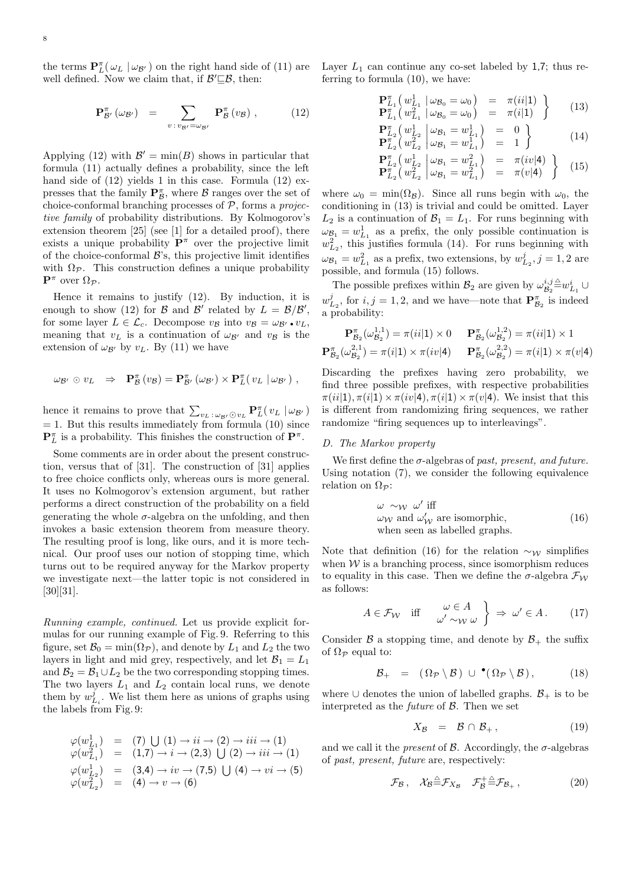the terms $\mathbf{P}^\pi_L(\, \omega_L \mid \omega_{\mathcal{B}'}\,)$ on the right hand side of (11) are well defined. Now we claim that, if $\mathcal{B}' \sqsubseteq \mathcal{B}$, then:

$$\mathbf{P}^\pi_{\mathcal{B}'}(\omega_{\mathcal{B}'}) \;=\; \sum_{v\,:\,v_{\mathcal{B}'}=\omega_{\mathcal{B}'}} \mathbf{P}^\pi_{\mathcal{B}}(v_{\mathcal{B}}) \,, \tag{12}$$

Applying (12) with $\mathcal{B}' = \min(B)$ shows in particular that formula (11) actually defines a probability, since the left hand side of (12) yields 1 in this case. Formula (12) expresses that the family $\mathbf{P}^\pi_{\mathcal{B}}$, where $\mathcal{B}$ ranges over the set of choice-conformal branching processes of $\mathcal{P}$, forms a *projective family* of probability distributions. By Kolmogorov's extension theorem [25] (see [1] for a detailed proof), there exists a unique probability $\mathbf{P}^\pi$ over the projective limit of the choice-conformal $\mathcal{B}$'s, this projective limit identifies with $\Omega_{\mathcal{P}}$. This construction defines a unique probability $\mathbf{P}^\pi$ over $\Omega_{\mathcal{P}}$.

Hence it remains to justify (12). By induction, it is enough to show (12) for $\mathcal{B}$ and $\mathcal{B}'$ related by $L = \mathcal{B}/\mathcal{B}'$, for some layer $L \in \mathcal{L}_c$. Decompose $v_{\mathcal{B}}$ into $v_{\mathcal{B}} = \omega_{\mathcal{B}'} \bullet v_L$, meaning that $v_L$ is a continuation of $\omega_{\mathcal{B}'}$ and $v_{\mathcal{B}}$ is the extension of $\omega_{\mathcal{B}'}$ by $v_L$. By (11) we have

$$\omega_{\mathcal{B}'} \odot v_L \quad\Rightarrow\quad \mathbf{P}^\pi_{\mathcal{B}}(v_{\mathcal{B}}) = \mathbf{P}^\pi_{\mathcal{B}'}(\omega_{\mathcal{B}'}) \times \mathbf{P}^\pi_L(\, v_L \mid \omega_{\mathcal{B}'}\,) \,,$$

hence it remains to prove that $\sum_{v_L\,:\,\omega_{\mathcal{B}'}\odot v_L} \mathbf{P}^\pi_L(\, v_L \mid \omega_{\mathcal{B}'}\,) = 1$. But this results immediately from formula (10) since $\mathbf{P}^\pi_L$ is a probability. This finishes the construction of $\mathbf{P}^\pi$.

Some comments are in order about the present construction, versus that of [31]. The construction of [31] applies to free choice conflicts only, whereas ours is more general. It uses no Kolmogorov's extension argument, but rather performs a direct construction of the probability on a field generating the whole $\sigma$-algebra on the unfolding, and then invokes a basic extension theorem from measure theory. The resulting proof is long, like ours, and it is more technical. Our proof uses our notion of stopping time, which turns out to be required anyway for the Markov property we investigate next—the latter topic is not considered in [30][31].

*Running example, continued.* Let us provide explicit formulas for our running example of Fig. 9. Referring to this figure, set $\mathcal{B}_0 = \min(\Omega_{\mathcal{P}})$, and denote by $L_1$ and $L_2$ the two layers in light and mid grey, respectively, and let $\mathcal{B}_1 = L_1$ and $\mathcal{B}_2 = \mathcal{B}_1 \cup L_2$ be the two corresponding stopping times. The two layers $L_1$ and $L_2$ contain local runs, we denote them by $w^j_{L_i}$. We list them here as unions of graphs using the labels from Fig. 9:

$$\begin{array}{rcl}
\varphi(w^1_{L_1}) &=& (7) \bigcup (1) \to ii \to (2) \to iii \to (1) \\
\varphi(w^2_{L_1}) &=& (1{,}7) \to i \to (2{,}3) \bigcup (2) \to iii \to (1) \\
\varphi(w^1_{L_2}) &=& (3{,}4) \to iv \to (7{,}5) \bigcup (4) \to vi \to (5) \\
\varphi(w^2_{L_2}) &=& (4) \to v \to (6)
\end{array}$$

Layer $L_1$ can continue any co-set labeled by 1,7; thus referring to formula (10), we have:

$$\left.\begin{array}{rcl}
\mathbf{P}^\pi_{L_1}\big(\, w^1_{L_1} \mid \omega_{\mathcal{B}_0} = \omega_0 \,\big) &=& \pi(ii|1) \\
\mathbf{P}^\pi_{L_1}\big(\, w^2_{L_1} \mid \omega_{\mathcal{B}_0} = \omega_0 \,\big) &=& \pi(i|1)
\end{array}\right\} \tag{13}$$

$$\left.\begin{array}{rcl}
\mathbf{P}^\pi_{L_2}\big(\, w^1_{L_2} \,\big|\, \omega_{\mathcal{B}_1} = w^1_{L_1} \,\big) &=& 0 \\
\mathbf{P}^\pi_{L_2}\big(\, w^2_{L_2} \,\big|\, \omega_{\mathcal{B}_1} = w^1_{L_1} \,\big) &=& 1
\end{array}\right\} \tag{14}$$

$$\left.\begin{array}{rcl}
\mathbf{P}^\pi_{L_2}\big(\, w^1_{L_2} \,\big|\, \omega_{\mathcal{B}_1} = w^2_{L_1} \,\big) &=& \pi(iv|4) \\
\mathbf{P}^\pi_{L_2}\big(\, w^2_{L_2} \,\big|\, \omega_{\mathcal{B}_1} = w^2_{L_1} \,\big) &=& \pi(v|4)
\end{array}\right\} \tag{15}$$

where $\omega_0 = \min(\Omega_{\mathcal{B}})$. Since all runs begin with $\omega_0$, the conditioning in (13) is trivial and could be omitted. Layer $L_2$ is a continuation of $\mathcal{B}_1 = L_1$. For runs beginning with $\omega_{\mathcal{B}_1} = w^1_{L_1}$ as a prefix, the only possible continuation is $w^2_{L_2}$, this justifies formula (14). For runs beginning with $\omega_{\mathcal{B}_1} = w^2_{L_1}$ as a prefix, two extensions, by $w^j_{L_2}, j = 1, 2$ are possible, and formula (15) follows.

The possible prefixes within $\mathcal{B}_2$ are given by $\omega^{i,j}_{\mathcal{B}_2} \triangleq w^i_{L_1} \cup w^j_{L_2}$, for $i, j = 1, 2$, and we have—note that $\mathbf{P}^\pi_{\mathcal{B}_2}$ is indeed a probability:

$$\begin{array}{ll}
\mathbf{P}^\pi_{\mathcal{B}_2}(\omega^{1,1}_{\mathcal{B}_2}) = \pi(ii|1) \times 0 & \mathbf{P}^\pi_{\mathcal{B}_2}(\omega^{1,2}_{\mathcal{B}_2}) = \pi(ii|1) \times 1 \\
\mathbf{P}^\pi_{\mathcal{B}_2}(\omega^{2,1}_{\mathcal{B}_2}) = \pi(i|1) \times \pi(iv|4) & \mathbf{P}^\pi_{\mathcal{B}_2}(\omega^{2,2}_{\mathcal{B}_2}) = \pi(i|1) \times \pi(v|4)
\end{array}$$

Discarding the prefixes having zero probability, we find three possible prefixes, with respective probabilities $\pi(ii|1), \pi(i|1) \times \pi(iv|4), \pi(i|1) \times \pi(v|4)$. We insist that this is different from randomizing firing sequences, we rather randomize "firing sequences up to interleavings".

### D. The Markov property

We first define the $\sigma$-algebras of *past, present, and future.* Using notation (7), we consider the following equivalence relation on $\Omega_{\mathcal{P}}$:

$$\begin{array}{l}
\omega \;\sim_{\mathcal{W}}\; \omega' \text{ iff} \\
\omega_{\mathcal{W}} \text{ and } \omega'_{\mathcal{W}} \text{ are isomorphic,} \\
\text{when seen as labelled graphs.}
\end{array} \tag{16}$$

Note that definition (16) for the relation $\sim_{\mathcal{W}}$ simplifies when $\mathcal{W}$ is a branching process, since isomorphism reduces to equality in this case. Then we define the $\sigma$-algebra $\mathcal{F}_{\mathcal{W}}$ as follows:

$$A \in \mathcal{F}_{\mathcal{W}} \quad \text{iff} \quad \left.\begin{array}{r} \omega \in A \\ \omega' \sim_{\mathcal{W}} \omega \end{array}\right\} \Rightarrow\; \omega' \in A \,. \tag{17}$$

Consider $\mathcal{B}$ a stopping time, and denote by $\mathcal{B}_+$ the suffix of $\Omega_{\mathcal{P}}$ equal to:

$$\mathcal{B}_+ \;=\; (\,\Omega_{\mathcal{P}} \setminus \mathcal{B}\,) \;\cup\; {}^\bullet(\,\Omega_{\mathcal{P}} \setminus \mathcal{B}\,) \,, \tag{18}$$

where $\cup$ denotes the union of labelled graphs. $\mathcal{B}_+$ is to be interpreted as the *future* of $\mathcal{B}$. Then we set

$$X_{\mathcal{B}} \;=\; \mathcal{B} \cap \mathcal{B}_+ \,, \tag{19}$$

and we call it the *present* of $\mathcal{B}$. Accordingly, the $\sigma$-algebras of *past, present, future* are, respectively:

$$\mathcal{F}_{\mathcal{B}} \,,\quad \mathcal{X}_{\mathcal{B}} \triangleq \mathcal{F}_{X_{\mathcal{B}}} \quad \mathcal{F}^+_{\mathcal{B}} \triangleq \mathcal{F}_{\mathcal{B}_+} \,, \tag{20}$$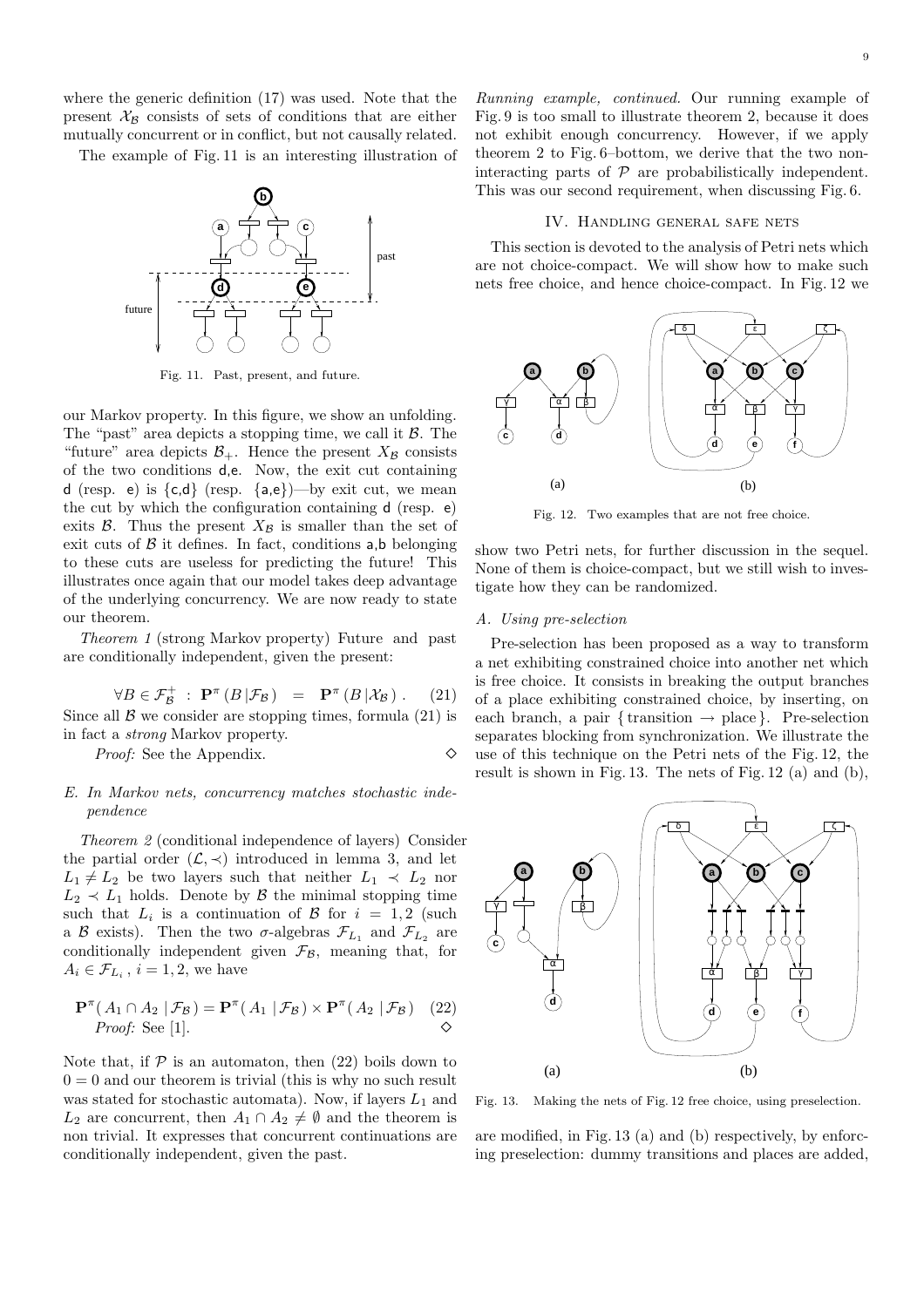where the generic definition (17) was used. Note that the present $\mathcal{X}_\mathcal{B}$ consists of sets of conditions that are either mutually concurrent or in conflict, but not causally related.

The example of Fig. 11 is an interesting illustration of our Markov property. In this figure, we show an unfolding. The "past" area depicts a stopping time, we call it $\mathcal{B}$. The "future" area depicts $\mathcal{B}_+$. Hence the present $X_\mathcal{B}$ consists of the two conditions d,e. Now, the exit cut containing d (resp. e) is {c,d} (resp. {a,e})—by exit cut, we mean the cut by which the configuration containing d (resp. e) exits $\mathcal{B}$. Thus the present $X_\mathcal{B}$ is smaller than the set of exit cuts of $\mathcal{B}$ it defines. In fact, conditions a,b belonging to these cuts are useless for predicting the future! This illustrates once again that our model takes deep advantage of the underlying concurrency. We are now ready to state our theorem.

Fig. 11. Past, present, and future.

*Theorem 1* (strong Markov property) Future and past are conditionally independent, given the present:

$$\forall B \in \mathcal{F}^+_\mathcal{B} \ : \ \mathbf{P}^\pi\left(B \,|\mathcal{F}_\mathcal{B}\right) \ = \ \mathbf{P}^\pi\left(B \,|\mathcal{X}_\mathcal{B}\right). \quad (21)$$

Since all $\mathcal{B}$ we consider are stopping times, formula (21) is in fact a *strong* Markov property.

*Proof:* See the Appendix. ◇

### E. In Markov nets, concurrency matches stochastic independence

*Theorem 2* (conditional independence of layers) Consider the partial order $(\mathcal{L}, \prec)$ introduced in lemma 3, and let $L_1 \neq L_2$ be two layers such that neither $L_1 \prec L_2$ nor $L_2 \prec L_1$ holds. Denote by $\mathcal{B}$ the minimal stopping time such that $L_i$ is a continuation of $\mathcal{B}$ for $i = 1, 2$ (such a $\mathcal{B}$ exists). Then the two $\sigma$-algebras $\mathcal{F}_{L_1}$ and $\mathcal{F}_{L_2}$ are conditionally independent given $\mathcal{F}_\mathcal{B}$, meaning that, for $A_i \in \mathcal{F}_{L_i}$, $i = 1, 2$, we have

$$\mathbf{P}^\pi(\, A_1 \cap A_2 \,|\, \mathcal{F}_\mathcal{B}\,) = \mathbf{P}^\pi(\, A_1 \,|\, \mathcal{F}_\mathcal{B}\,) \times \mathbf{P}^\pi(\, A_2 \,|\, \mathcal{F}_\mathcal{B}\,) \quad (22)$$

*Proof:* See [1]. ◇

Note that, if $\mathcal{P}$ is an automaton, then (22) boils down to $0 = 0$ and our theorem is trivial (this is why no such result was stated for stochastic automata). Now, if layers $L_1$ and $L_2$ are concurrent, then $A_1 \cap A_2 \neq \emptyset$ and the theorem is non trivial. It expresses that concurrent continuations are conditionally independent, given the past.

*Running example, continued.* Our running example of Fig. 9 is too small to illustrate theorem 2, because it does not exhibit enough concurrency. However, if we apply theorem 2 to Fig. 6–bottom, we derive that the two non-interacting parts of $\mathcal{P}$ are probabilistically independent. This was our second requirement, when discussing Fig. 6.

## IV. Handling general safe nets

This section is devoted to the analysis of Petri nets which are not choice-compact. We will show how to make such nets free choice, and hence choice-compact. In Fig. 12 we show two Petri nets, for further discussion in the sequel. None of them is choice-compact, but we still wish to investigate how they can be randomized.

Fig. 12. Two examples that are not free choice.

### A. Using pre-selection

Pre-selection has been proposed as a way to transform a net exhibiting constrained choice into another net which is free choice. It consists in breaking the output branches of a place exhibiting constrained choice, by inserting, on each branch, a pair { transition → place }. Pre-selection separates blocking from synchronization. We illustrate the use of this technique on the Petri nets of the Fig. 12, the result is shown in Fig. 13. The nets of Fig. 12 (a) and (b), are modified, in Fig. 13 (a) and (b) respectively, by enforcing preselection: dummy transitions and places are added,

Fig. 13. Making the nets of Fig. 12 free choice, using preselection.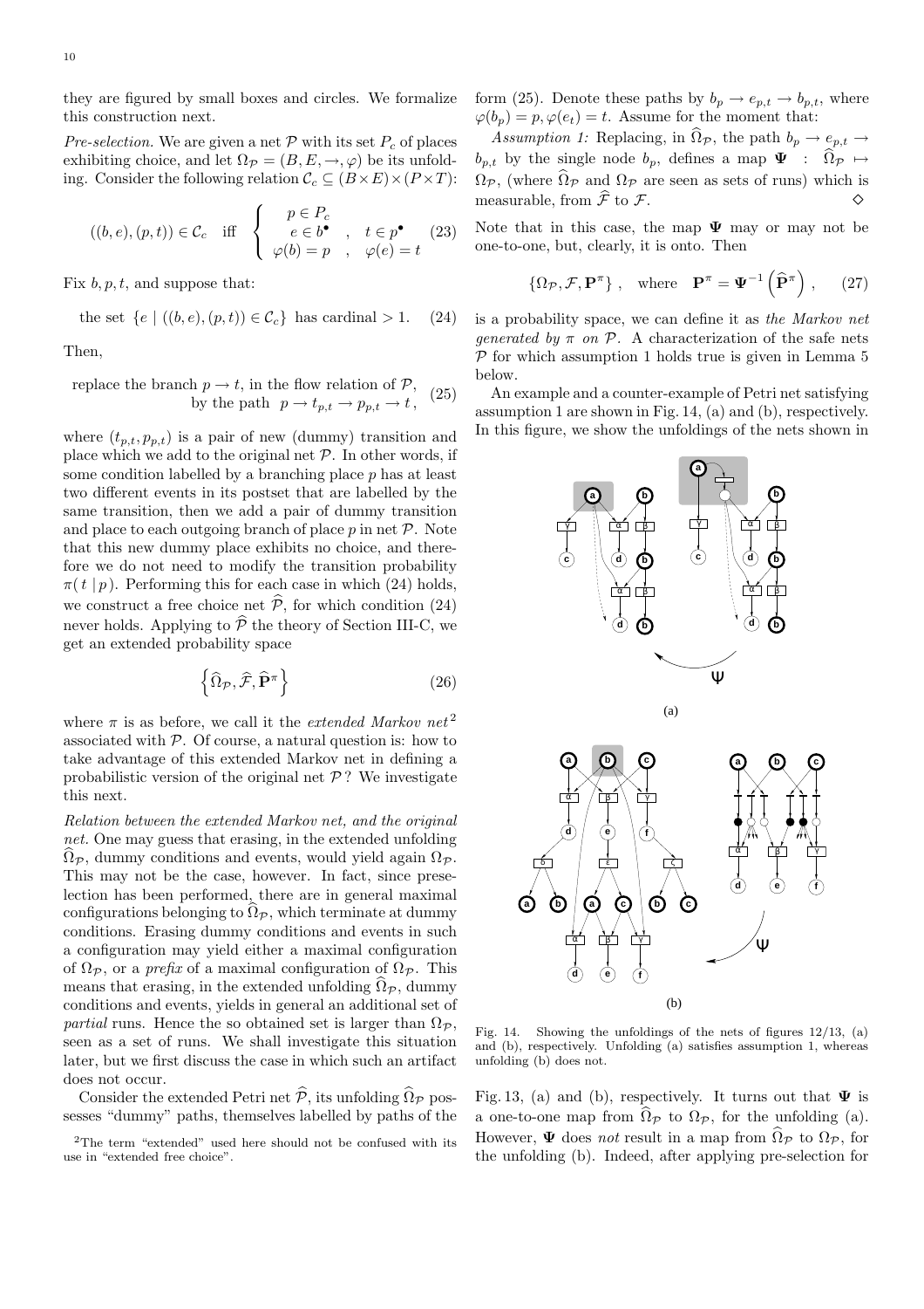they are figured by small boxes and circles. We formalize this construction next.

*Pre-selection.* We are given a net $\mathcal{P}$ with its set $P_c$ of places exhibiting choice, and let $\Omega_{\mathcal{P}} = (B, E, \to, \varphi)$ be its unfolding. Consider the following relation $\mathcal{C}_c \subseteq (B \times E) \times (P \times T)$:

$$((b,e),(p,t)) \in \mathcal{C}_c \quad \text{iff} \quad \left\{ \begin{array}{c} p \in P_c \\ e \in b^\bullet \quad , \quad t \in p^\bullet \\ \varphi(b) = p \quad , \quad \varphi(e) = t \end{array} \right. \tag{23}$$

Fix $b, p, t$, and suppose that:

$$\text{the set } \{e \mid ((b,e),(p,t)) \in \mathcal{C}_c\} \text{ has cardinal} > 1. \tag{24}$$

Then,

$$\begin{array}{r} \text{replace the branch } p \to t, \text{ in the flow relation of } \mathcal{P}, \\ \text{by the path } \; p \to t_{p,t} \to p_{p,t} \to t\,, \end{array} \tag{25}$$

where $(t_{p,t}, p_{p,t})$ is a pair of new (dummy) transition and place which we add to the original net $\mathcal{P}$. In other words, if some condition labelled by a branching place $p$ has at least two different events in its postset that are labelled by the same transition, then we add a pair of dummy transition and place to each outgoing branch of place $p$ in net $\mathcal{P}$. Note that this new dummy place exhibits no choice, and therefore we do not need to modify the transition probability $\pi(\,t \mid p\,)$. Performing this for each case in which (24) holds, we construct a free choice net $\widehat{\mathcal{P}}$, for which condition (24) never holds. Applying to $\widehat{\mathcal{P}}$ the theory of Section III-C, we get an extended probability space

$$\left\{ \widehat{\Omega}_{\mathcal{P}}, \widehat{\mathcal{F}}, \widehat{\mathbf{P}}^\pi \right\} \tag{26}$$

where $\pi$ is as before, we call it the *extended Markov net*[2] associated with $\mathcal{P}$. Of course, a natural question is: how to take advantage of this extended Markov net in defining a probabilistic version of the original net $\mathcal{P}$? We investigate this next.

*Relation between the extended Markov net, and the original net.* One may guess that erasing, in the extended unfolding $\widehat{\Omega}_{\mathcal{P}}$, dummy conditions and events, would yield again $\Omega_{\mathcal{P}}$. This may not be the case, however. In fact, since preselection has been performed, there are in general maximal configurations belonging to $\widehat{\Omega}_{\mathcal{P}}$, which terminate at dummy conditions. Erasing dummy conditions and events in such a configuration may yield either a maximal configuration of $\Omega_{\mathcal{P}}$, or a *prefix* of a maximal configuration of $\Omega_{\mathcal{P}}$. This means that erasing, in the extended unfolding $\widehat{\Omega}_{\mathcal{P}}$, dummy conditions and events, yields in general an additional set of *partial* runs. Hence the so obtained set is larger than $\Omega_{\mathcal{P}}$, seen as a set of runs. We shall investigate this situation later, but we first discuss the case in which such an artifact does not occur.

Consider the extended Petri net $\widehat{\mathcal{P}}$, its unfolding $\widehat{\Omega}_{\mathcal{P}}$ possesses "dummy" paths, themselves labelled by paths of the form (25). Denote these paths by $b_p \to e_{p,t} \to b_{p,t}$, where $\varphi(b_p) = p, \varphi(e_t) = t$. Assume for the moment that:

*Assumption 1:* Replacing, in $\widehat{\Omega}_{\mathcal{P}}$, the path $b_p \to e_{p,t} \to b_{p,t}$ by the single node $b_p$, defines a map $\mathbf{\Psi} \;:\; \widehat{\Omega}_{\mathcal{P}} \mapsto \Omega_{\mathcal{P}}$, (where $\widehat{\Omega}_{\mathcal{P}}$ and $\Omega_{\mathcal{P}}$ are seen as sets of runs) which is measurable, from $\widehat{\mathcal{F}}$ to $\mathcal{F}$. $\diamond$

Note that in this case, the map $\mathbf{\Psi}$ may or may not be one-to-one, but, clearly, it is onto. Then

$$\{\Omega_{\mathcal{P}}, \mathcal{F}, \mathbf{P}^\pi\}\,, \quad \text{where} \quad \mathbf{P}^\pi = \mathbf{\Psi}^{-1}\left(\widehat{\mathbf{P}}^\pi\right)\,, \tag{27}$$

is a probability space, we can define it as *the Markov net generated by $\pi$ on $\mathcal{P}$*. A characterization of the safe nets $\mathcal{P}$ for which assumption 1 holds true is given in Lemma 5 below.

An example and a counter-example of Petri net satisfying assumption 1 are shown in Fig. 14, (a) and (b), respectively. In this figure, we show the unfoldings of the nets shown in Fig. 13, (a) and (b), respectively. It turns out that $\mathbf{\Psi}$ is a one-to-one map from $\widehat{\Omega}_{\mathcal{P}}$ to $\Omega_{\mathcal{P}}$, for the unfolding (a). However, $\mathbf{\Psi}$ does *not* result in a map from $\widehat{\Omega}_{\mathcal{P}}$ to $\Omega_{\mathcal{P}}$, for the unfolding (b). Indeed, after applying pre-selection for

Fig. 14. Showing the unfoldings of the nets of figures 12/13, (a) and (b), respectively. Unfolding (a) satisfies assumption 1, whereas unfolding (b) does not.

[2] The term "extended" used here should not be confused with its use in "extended free choice".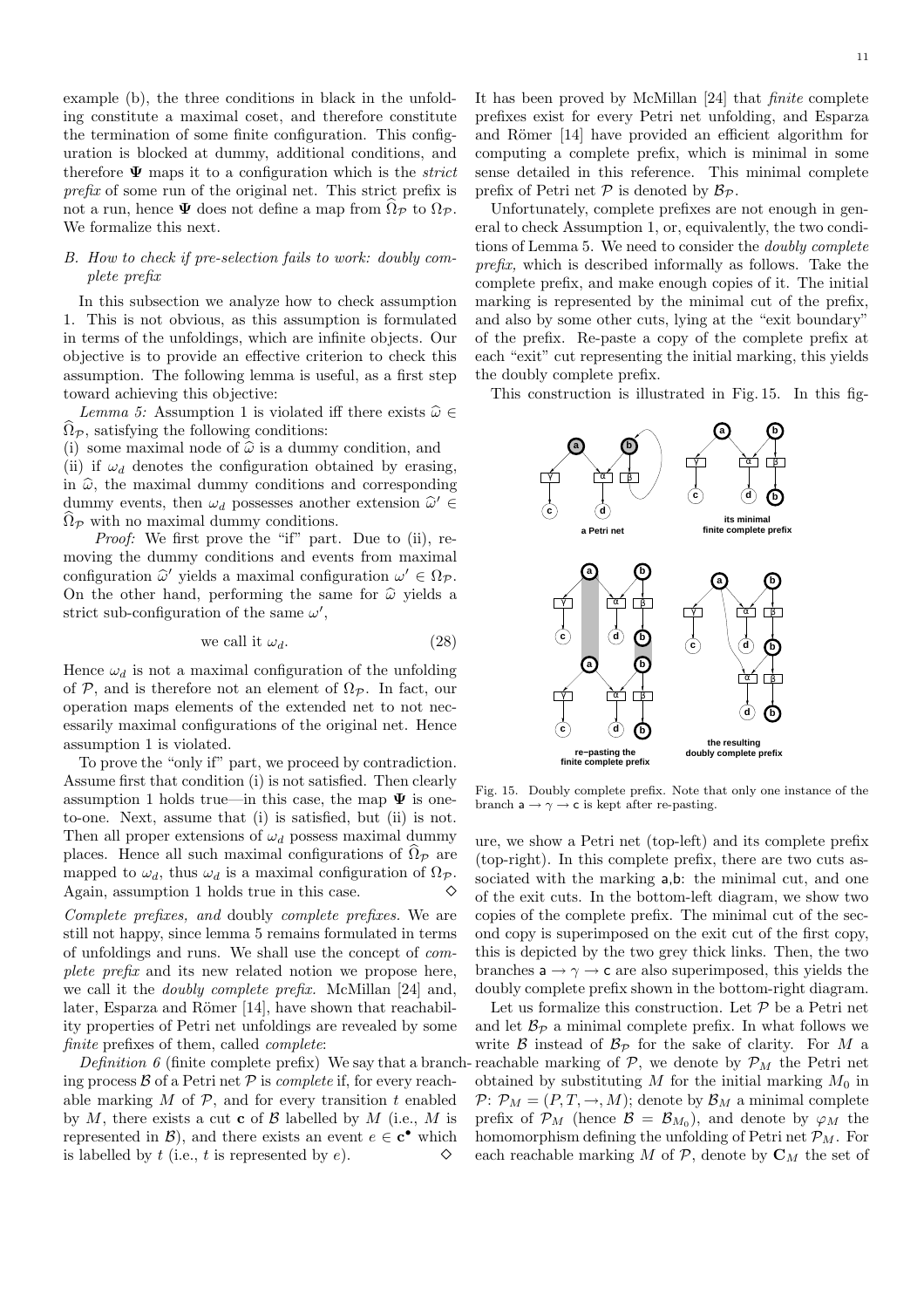example (b), the three conditions in black in the unfolding constitute a maximal coset, and therefore constitute the termination of some finite configuration. This configuration is blocked at dummy, additional conditions, and therefore $\mathbf{\Psi}$ maps it to a configuration which is the *strict prefix* of some run of the original net. This strict prefix is not a run, hence $\mathbf{\Psi}$ does not define a map from $\widehat{\Omega}_{\mathcal{P}}$ to $\Omega_{\mathcal{P}}$. We formalize this next.

### B. How to check if pre-selection fails to work: doubly complete prefix

In this subsection we analyze how to check assumption 1. This is not obvious, as this assumption is formulated in terms of the unfoldings, which are infinite objects. Our objective is to provide an effective criterion to check this assumption. The following lemma is useful, as a first step toward achieving this objective:

*Lemma 5:* Assumption 1 is violated iff there exists $\widehat{\omega} \in \widehat{\Omega}_{\mathcal{P}}$, satisfying the following conditions:
(i) some maximal node of $\widehat{\omega}$ is a dummy condition, and
(ii) if $\omega_d$ denotes the configuration obtained by erasing, in $\widehat{\omega}$, the maximal dummy conditions and corresponding dummy events, then $\omega_d$ possesses another extension $\widehat{\omega}' \in \widehat{\Omega}_{\mathcal{P}}$ with no maximal dummy conditions.

*Proof:* We first prove the "if" part. Due to (ii), removing the dummy conditions and events from maximal configuration $\widehat{\omega}'$ yields a maximal configuration $\omega' \in \Omega_{\mathcal{P}}$. On the other hand, performing the same for $\widehat{\omega}$ yields a strict sub-configuration of the same $\omega'$,

$$\text{we call it } \omega_d. \tag{28}$$

Hence $\omega_d$ is not a maximal configuration of the unfolding of $\mathcal{P}$, and is therefore not an element of $\Omega_{\mathcal{P}}$. In fact, our operation maps elements of the extended net to not necessarily maximal configurations of the original net. Hence assumption 1 is violated.

To prove the "only if" part, we proceed by contradiction. Assume first that condition (i) is not satisfied. Then clearly assumption 1 holds true—in this case, the map $\mathbf{\Psi}$ is one-to-one. Next, assume that (i) is satisfied, but (ii) is not. Then all proper extensions of $\omega_d$ possess maximal dummy places. Hence all such maximal configurations of $\widehat{\Omega}_{\mathcal{P}}$ are mapped to $\omega_d$, thus $\omega_d$ is a maximal configuration of $\Omega_{\mathcal{P}}$. Again, assumption 1 holds true in this case. $\diamond$

*Complete prefixes, and* doubly *complete prefixes.* We are still not happy, since lemma 5 remains formulated in terms of unfoldings and runs. We shall use the concept of *complete prefix* and its new related notion we propose here, we call it the *doubly complete prefix.* McMillan [24] and, later, Esparza and Römer [14], have shown that reachability properties of Petri net unfoldings are revealed by some *finite* prefixes of them, called *complete*:

*Definition 6* (finite complete prefix) We say that a branching process $\mathcal{B}$ of a Petri net $\mathcal{P}$ is *complete* if, for every reachable marking $M$ of $\mathcal{P}$, and for every transition $t$ enabled by $M$, there exists a cut $\mathbf{c}$ of $\mathcal{B}$ labelled by $M$ (i.e., $M$ is represented in $\mathcal{B}$), and there exists an event $e \in \mathbf{c}^\bullet$ which is labelled by $t$ (i.e., $t$ is represented by $e$). $\diamond$

It has been proved by McMillan [24] that *finite* complete prefixes exist for every Petri net unfolding, and Esparza and Römer [14] have provided an efficient algorithm for computing a complete prefix, which is minimal in some sense detailed in this reference. This minimal complete prefix of Petri net $\mathcal{P}$ is denoted by $\mathcal{B}_{\mathcal{P}}$.

Unfortunately, complete prefixes are not enough in general to check Assumption 1, or, equivalently, the two conditions of Lemma 5. We need to consider the *doubly complete prefix,* which is described informally as follows. Take the complete prefix, and make enough copies of it. The initial marking is represented by the minimal cut of the prefix, and also by some other cuts, lying at the "exit boundary" of the prefix. Re-paste a copy of the complete prefix at each "exit" cut representing the initial marking, this yields the doubly complete prefix.

This construction is illustrated in Fig. 15. In this figure, we show a Petri net (top-left) and its complete prefix (top-right). In this complete prefix, there are two cuts associated with the marking a,b: the minimal cut, and one of the exit cuts. In the bottom-left diagram, we show two copies of the complete prefix. The minimal cut of the second copy is superimposed on the exit cut of the first copy, this is depicted by the two grey thick links. Then, the two branches $\mathsf{a} \rightarrow \gamma \rightarrow \mathsf{c}$ are also superimposed, this yields the doubly complete prefix shown in the bottom-right diagram.

Fig. 15. Doubly complete prefix. Note that only one instance of the branch $\mathsf{a} \rightarrow \gamma \rightarrow \mathsf{c}$ is kept after re-pasting.

Let us formalize this construction. Let $\mathcal{P}$ be a Petri net and let $\mathcal{B}_{\mathcal{P}}$ a minimal complete prefix. In what follows we write $\mathcal{B}$ instead of $\mathcal{B}_{\mathcal{P}}$ for the sake of clarity. For $M$ a reachable marking of $\mathcal{P}$, we denote by $\mathcal{P}_M$ the Petri net obtained by substituting $M$ for the initial marking $M_0$ in $\mathcal{P}$: $\mathcal{P}_M = (P, T, \rightarrow, M)$; denote by $\mathcal{B}_M$ a minimal complete prefix of $\mathcal{P}_M$ (hence $\mathcal{B} = \mathcal{B}_{M_0}$), and denote by $\varphi_M$ the homomorphism defining the unfolding of Petri net $\mathcal{P}_M$. For each reachable marking $M$ of $\mathcal{P}$, denote by $\mathbf{C}_M$ the set of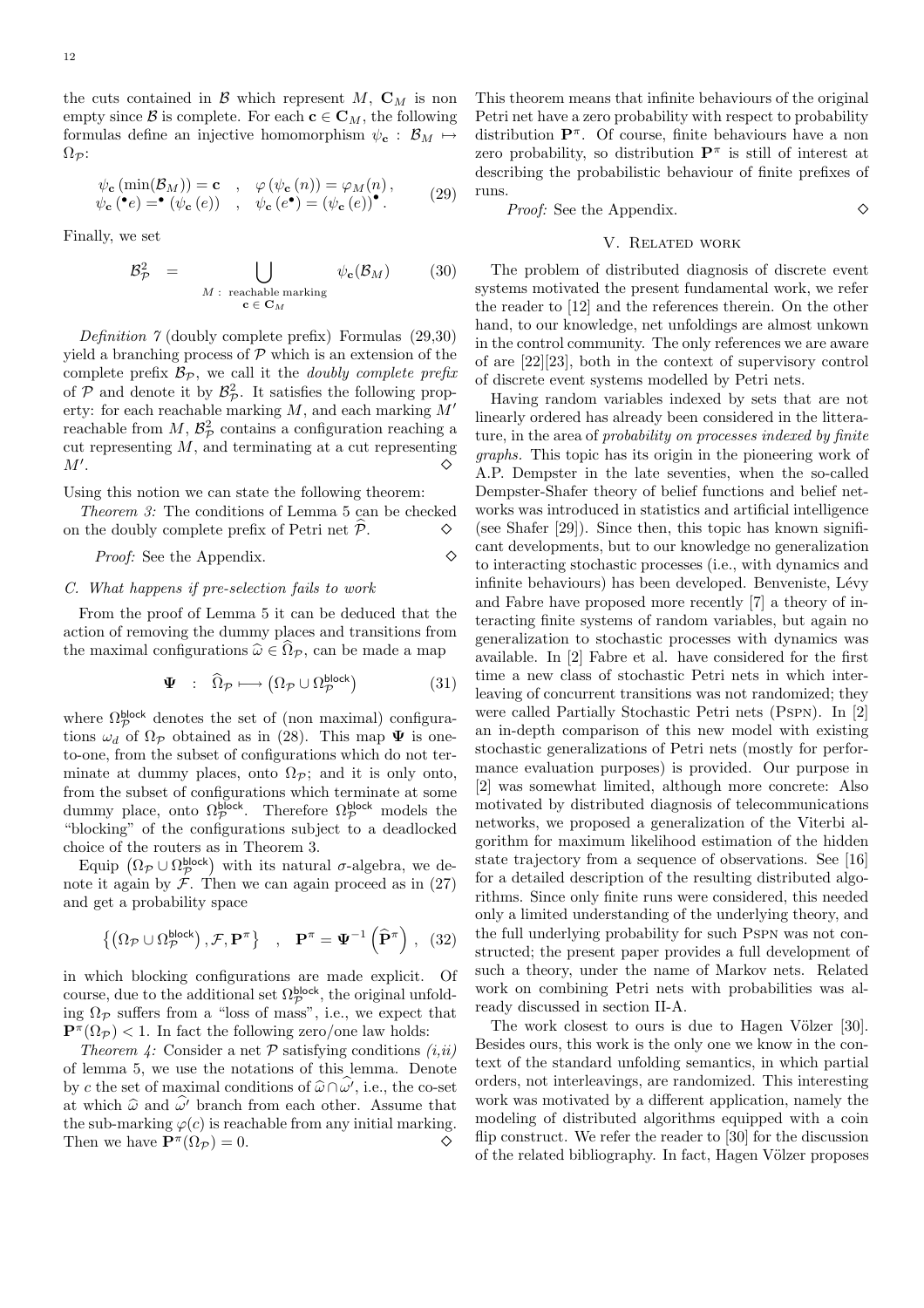the cuts contained in $\mathcal{B}$ which represent $M$, $\mathbf{C}_M$ is non empty since $\mathcal{B}$ is complete. For each $\mathbf{c} \in \mathbf{C}_M$, the following formulas define an injective homomorphism $\psi_{\mathbf{c}} : \mathcal{B}_M \mapsto \Omega_{\mathcal{P}}$:

$$\begin{array}{lll} \psi_{\mathbf{c}}\left(\min(\mathcal{B}_M)\right) = \mathbf{c} & , & \varphi\left(\psi_{\mathbf{c}}\left(n\right)\right) = \varphi_M(n)\,, \\ \psi_{\mathbf{c}}\left({}^\bullet e\right) = {}^\bullet\left(\psi_{\mathbf{c}}\left(e\right)\right) & , & \psi_{\mathbf{c}}\left(e^\bullet\right) = \left(\psi_{\mathbf{c}}\left(e\right)\right)^\bullet. \end{array} \quad (29)$$

Finally, we set

$$\mathcal{B}^2_{\mathcal{P}} \;\; = \bigcup_{\substack{M:\ \text{reachable marking} \\ \mathbf{c} \in \mathbf{C}_M}} \psi_{\mathbf{c}}(\mathcal{B}_M) \qquad (30)$$

*Definition 7* (doubly complete prefix) Formulas (29,30) yield a branching process of $\mathcal{P}$ which is an extension of the complete prefix $\mathcal{B}_{\mathcal{P}}$, we call it the *doubly complete prefix* of $\mathcal{P}$ and denote it by $\mathcal{B}^2_{\mathcal{P}}$. It satisfies the following property: for each reachable marking $M$, and each marking $M'$ reachable from $M$, $\mathcal{B}^2_{\mathcal{P}}$ contains a configuration reaching a cut representing $M$, and terminating at a cut representing $M'$. ◇

Using this notion we can state the following theorem:

*Theorem 3:* The conditions of Lemma 5 can be checked on the doubly complete prefix of Petri net $\widehat{\mathcal{P}}$. ◇

*Proof:* See the Appendix. ◇

### C. What happens if pre-selection fails to work

From the proof of Lemma 5 it can be deduced that the action of removing the dummy places and transitions from the maximal configurations $\widehat{\omega} \in \widehat{\Omega}_{\mathcal{P}}$, can be made a map

$$\mathbf{\Psi} \;\; : \;\; \widehat{\Omega}_{\mathcal{P}} \longmapsto \left(\Omega_{\mathcal{P}} \cup \Omega^{\mathsf{block}}_{\mathcal{P}}\right) \qquad (31)$$

where $\Omega^{\mathsf{block}}_{\mathcal{P}}$ denotes the set of (non maximal) configurations $\omega_d$ of $\Omega_{\mathcal{P}}$ obtained as in (28). This map $\mathbf{\Psi}$ is one-to-one, from the subset of configurations which do not terminate at dummy places, onto $\Omega_{\mathcal{P}}$; and it is only onto, from the subset of configurations which terminate at some dummy place, onto $\Omega^{\mathsf{block}}_{\mathcal{P}}$. Therefore $\Omega^{\mathsf{block}}_{\mathcal{P}}$ models the "blocking" of the configurations subject to a deadlocked choice of the routers as in Theorem 3.

Equip $\left(\Omega_{\mathcal{P}} \cup \Omega^{\mathsf{block}}_{\mathcal{P}}\right)$ with its natural $\sigma$-algebra, we denote it again by $\mathcal{F}$. Then we can again proceed as in (27) and get a probability space

$$\left\{\left(\Omega_{\mathcal{P}} \cup \Omega^{\mathsf{block}}_{\mathcal{P}}\right), \mathcal{F}, \mathbf{P}^\pi\right\} \quad , \quad \mathbf{P}^\pi = \mathbf{\Psi}^{-1}\left(\widehat{\mathbf{P}}^\pi\right), \quad (32)$$

in which blocking configurations are made explicit. Of course, due to the additional set $\Omega^{\mathsf{block}}_{\mathcal{P}}$, the original unfolding $\Omega_{\mathcal{P}}$ suffers from a "loss of mass", i.e., we expect that $\mathbf{P}^\pi(\Omega_{\mathcal{P}}) < 1$. In fact the following zero/one law holds:

*Theorem 4:* Consider a net $\mathcal{P}$ satisfying conditions *(i,ii)* of lemma 5, we use the notations of this lemma. Denote by $c$ the set of maximal conditions of $\widehat{\omega} \cap \widehat{\omega}'$, i.e., the co-set at which $\widehat{\omega}$ and $\widehat{\omega}'$ branch from each other. Assume that the sub-marking $\varphi(c)$ is reachable from any initial marking. Then we have $\mathbf{P}^\pi(\Omega_{\mathcal{P}}) = 0$. ◇

This theorem means that infinite behaviours of the original Petri net have a zero probability with respect to probability distribution $\mathbf{P}^\pi$. Of course, finite behaviours have a non zero probability, so distribution $\mathbf{P}^\pi$ is still of interest at describing the probabilistic behaviour of finite prefixes of runs.

*Proof:* See the Appendix. ◇

## V. Related work

The problem of distributed diagnosis of discrete event systems motivated the present fundamental work, we refer the reader to [12] and the references therein. On the other hand, to our knowledge, net unfoldings are almost unkown in the control community. The only references we are aware of are [22][23], both in the context of supervisory control of discrete event systems modelled by Petri nets.

Having random variables indexed by sets that are not linearly ordered has already been considered in the litterature, in the area of *probability on processes indexed by finite graphs.* This topic has its origin in the pioneering work of A.P. Dempster in the late seventies, when the so-called Dempster-Shafer theory of belief functions and belief networks was introduced in statistics and artificial intelligence (see Shafer [29]). Since then, this topic has known significant developments, but to our knowledge no generalization to interacting stochastic processes (i.e., with dynamics and infinite behaviours) has been developed. Benveniste, Lévy and Fabre have proposed more recently [7] a theory of interacting finite systems of random variables, but again no generalization to stochastic processes with dynamics was available. In [2] Fabre et al. have considered for the first time a new class of stochastic Petri nets in which interleaving of concurrent transitions was not randomized; they were called Partially Stochastic Petri nets (Pspn). In [2] an in-depth comparison of this new model with existing stochastic generalizations of Petri nets (mostly for performance evaluation purposes) is provided. Our purpose in [2] was somewhat limited, although more concrete: Also motivated by distributed diagnosis of telecommunications networks, we proposed a generalization of the Viterbi algorithm for maximum likelihood estimation of the hidden state trajectory from a sequence of observations. See [16] for a detailed description of the resulting distributed algorithms. Since only finite runs were considered, this needed only a limited understanding of the underlying theory, and the full underlying probability for such Pspn was not constructed; the present paper provides a full development of such a theory, under the name of Markov nets. Related work on combining Petri nets with probabilities was already discussed in section II-A.

The work closest to ours is due to Hagen Völzer [30]. Besides ours, this work is the only one we know in the context of the standard unfolding semantics, in which partial orders, not interleavings, are randomized. This interesting work was motivated by a different application, namely the modeling of distributed algorithms equipped with a coin flip construct. We refer the reader to [30] for the discussion of the related bibliography. In fact, Hagen Völzer proposes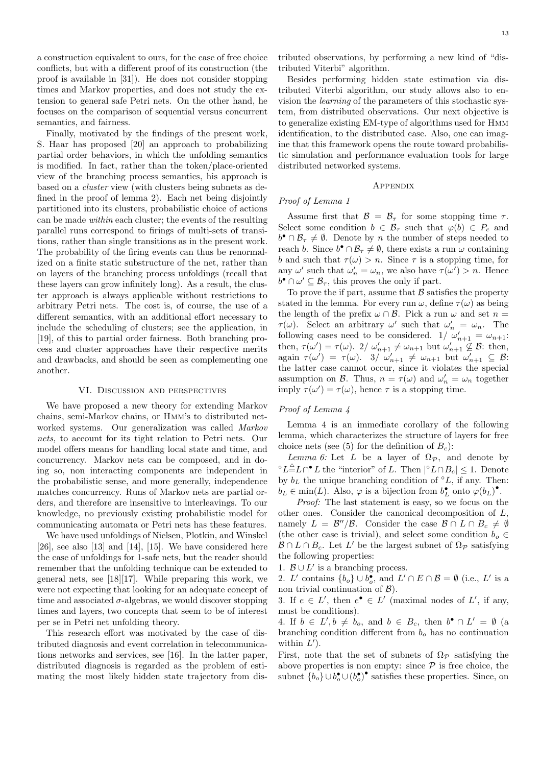a construction equivalent to ours, for the case of free choice conflicts, but with a different proof of its construction (the proof is available in [31]). He does not consider stopping times and Markov properties, and does not study the extension to general safe Petri nets. On the other hand, he focuses on the comparison of sequential versus concurrent semantics, and fairness.

Finally, motivated by the findings of the present work, S. Haar has proposed [20] an approach to probabilizing partial order behaviors, in which the unfolding semantics is modified. In fact, rather than the token/place-oriented view of the branching process semantics, his approach is based on a *cluster* view (with clusters being subnets as defined in the proof of lemma 2). Each net being disjointly partitioned into its clusters, probabilistic choice of actions can be made *within* each cluster; the events of the resulting parallel runs correspond to firings of multi-sets of transitions, rather than single transitions as in the present work. The probability of the firing events can thus be renormalized on a finite static substructure of the net, rather than on layers of the branching process unfoldings (recall that these layers can grow infinitely long). As a result, the cluster approach is always applicable without restrictions to arbitrary Petri nets. The cost is, of course, the use of a different semantics, with an additional effort necessary to include the scheduling of clusters; see the application, in [19], of this to partial order fairness. Both branching process and cluster approaches have their respective merits and drawbacks, and should be seen as complementing one another.

## VI. Discussion and perspectives

We have proposed a new theory for extending Markov chains, semi-Markov chains, or HMM's to distributed networked systems. Our generalization was called *Markov nets,* to account for its tight relation to Petri nets. Our model offers means for handling local state and time, and concurrency. Markov nets can be composed, and in doing so, non interacting components are independent in the probabilistic sense, and more generally, independence matches concurrency. Runs of Markov nets are partial orders, and therefore are insensitive to interleavings. To our knowledge, no previously existing probabilistic model for communicating automata or Petri nets has these features.

We have used unfoldings of Nielsen, Plotkin, and Winskel [26], see also [13] and [14], [15]. We have considered here the case of unfoldings for 1-safe nets, but the reader should remember that the unfolding technique can be extended to general nets, see [18][17]. While preparing this work, we were not expecting that looking for an adequate concept of time and associated $\sigma$-algebras, we would discover stopping times and layers, two concepts that seem to be of interest per se in Petri net unfolding theory.

This research effort was motivated by the case of distributed diagnosis and event correlation in telecommunications networks and services, see [16]. In the latter paper, distributed diagnosis is regarded as the problem of estimating the most likely hidden state trajectory from distributed observations, by performing a new kind of "distributed Viterbi" algorithm.

Besides performing hidden state estimation via distributed Viterbi algorithm, our study allows also to envision the *learning* of the parameters of this stochastic system, from distributed observations. Our next objective is to generalize existing EM-type of algorithms used for HMM identification, to the distributed case. Also, one can imagine that this framework opens the route toward probabilistic simulation and performance evaluation tools for large distributed networked systems.

## Appendix

### *Proof of Lemma 1*

Assume first that $\mathcal{B} = \mathcal{B}_\tau$ for some stopping time $\tau$. Select some condition $b \in \mathcal{B}_\tau$ such that $\varphi(b) \in P_c$ and $b^\bullet \cap \mathcal{B}_\tau \neq \emptyset$. Denote by $n$ the number of steps needed to reach $b$. Since $b^\bullet \cap \mathcal{B}_\tau \neq \emptyset$, there exists a run $\omega$ containing $b$ and such that $\tau(\omega) > n$. Since $\tau$ is a stopping time, for any $\omega'$ such that $\omega'_n = \omega_n$, we also have $\tau(\omega') > n$. Hence $b^\bullet \cap \omega' \subseteq \mathcal{B}_\tau$, this proves the only if part.

To prove the if part, assume that $\mathcal{B}$ satisfies the property stated in the lemma. For every run $\omega$, define $\tau(\omega)$ as being the length of the prefix $\omega \cap \mathcal{B}$. Pick a run $\omega$ and set $n = \tau(\omega)$. Select an arbitrary $\omega'$ such that $\omega'_n = \omega_n$. The following cases need to be considered. 1/ $\omega'_{n+1} = \omega_{n+1}$: then, $\tau(\omega') = \tau(\omega)$. 2/ $\omega'_{n+1} \neq \omega_{n+1}$ but $\omega'_{n+1} \not\subseteq \mathcal{B}$: then, again $\tau(\omega') = \tau(\omega)$. 3/ $\omega'_{n+1} \neq \omega_{n+1}$ but $\omega'_{n+1} \subseteq \mathcal{B}$: the latter case cannot occur, since it violates the special assumption on $\mathcal{B}$. Thus, $n = \tau(\omega)$ and $\omega'_n = \omega_n$ together imply $\tau(\omega') = \tau(\omega)$, hence $\tau$ is a stopping time.

### *Proof of Lemma 4*

Lemma 4 is an immediate corollary of the following lemma, which characterizes the structure of layers for free choice nets (see (5) for the definition of $B_c$):

*Lemma 6:* Let $L$ be a layer of $\Omega_\mathcal{P}$, and denote by ${}^\circ L \triangleq L \cap^\bullet L$ the "interior" of $L$. Then $|{}^\circ L \cap B_c| \leq 1$. Denote by $b_L$ the unique branching condition of ${}^\circ L$, if any. Then: $b_L \in \min(L)$. Also, $\varphi$ is a bijection from $b_L^\bullet$ onto $\varphi(b_L)^\bullet$.

*Proof:* The last statement is easy, so we focus on the other ones. Consider the canonical decomposition of $L$, namely $L = \mathcal{B}''/\mathcal{B}$. Consider the case $\mathcal{B} \cap L \cap B_c \neq \emptyset$ (the other case is trivial), and select some condition $b_o \in \mathcal{B} \cap L \cap B_c$. Let $L'$ be the largest subnet of $\Omega_\mathcal{P}$ satisfying the following properties:

1. $\mathcal{B} \cup L'$ is a branching process.
2. $L'$ contains $\{b_o\} \cup b_o^\bullet$, and $L' \cap E \cap \mathcal{B} = \emptyset$ (i.e., $L'$ is a non trivial continuation of $\mathcal{B}$).
3. If $e \in L'$, then $e^\bullet \in L'$ (maximal nodes of $L'$, if any, must be conditions).
4. If $b \in L', b \neq b_o$, and $b \in B_c$, then $b^\bullet \cap L' = \emptyset$ (a branching condition different from $b_o$ has no continuation within $L'$).

First, note that the set of subnets of $\Omega_\mathcal{P}$ satisfying the above properties is non empty: since $\mathcal{P}$ is free choice, the subnet $\{b_o\} \cup b_o^\bullet \cup (b_o^\bullet)^\bullet$ satisfies these properties. Since, on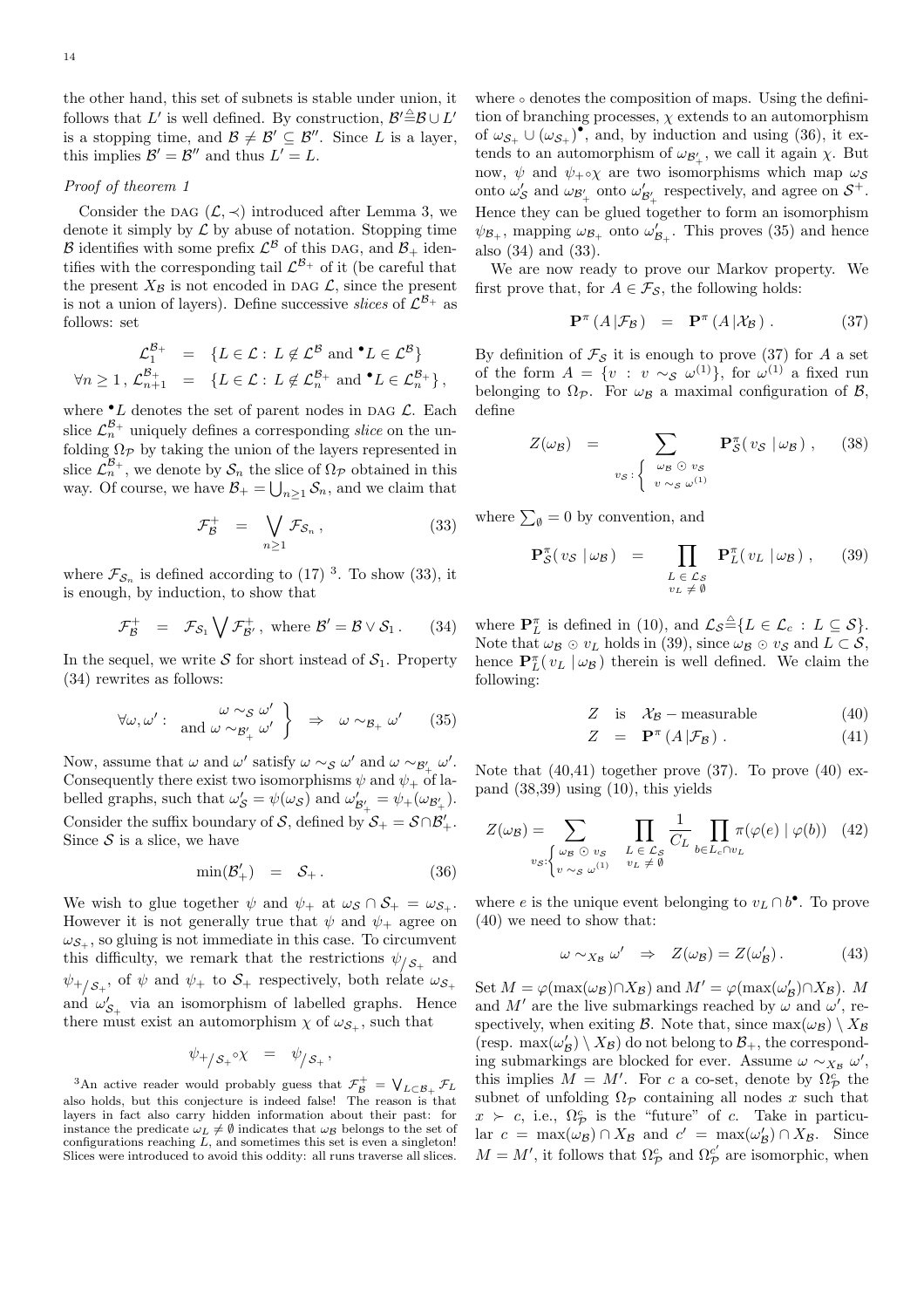the other hand, this set of subnets is stable under union, it follows that $L'$ is well defined. By construction, $\mathcal{B}' \triangleq \mathcal{B} \cup L'$ is a stopping time, and $\mathcal{B} \neq \mathcal{B}' \subseteq \mathcal{B}''$. Since $L$ is a layer, this implies $\mathcal{B}' = \mathcal{B}''$ and thus $L' = L$.

*Proof of theorem 1*

Consider the DAG $(\mathcal{L}, \prec)$ introduced after Lemma 3, we denote it simply by $\mathcal{L}$ by abuse of notation. Stopping time $\mathcal{B}$ identifies with some prefix $\mathcal{L}^{\mathcal{B}}$ of this DAG, and $\mathcal{B}_+$ identifies with the corresponding tail $\mathcal{L}^{\mathcal{B}_+}$ of it (be careful that the present $X_{\mathcal{B}}$ is not encoded in DAG $\mathcal{L}$, since the present is not a union of layers). Define successive *slices* of $\mathcal{L}^{\mathcal{B}_+}$ as follows: set

$$
\begin{aligned}
\mathcal{L}_1^{\mathcal{B}_+} &= \{L \in \mathcal{L} : L \notin \mathcal{L}^{\mathcal{B}} \text{ and } {}^\bullet L \in \mathcal{L}^{\mathcal{B}}\} \\
\forall n \geq 1, \, \mathcal{L}_{n+1}^{\mathcal{B}_+} &= \{L \in \mathcal{L} : L \notin \mathcal{L}_n^{\mathcal{B}_+} \text{ and } {}^\bullet L \in \mathcal{L}_n^{\mathcal{B}_+}\},
\end{aligned}
$$

where ${}^\bullet L$ denotes the set of parent nodes in DAG $\mathcal{L}$. Each slice $\mathcal{L}_n^{\mathcal{B}_+}$ uniquely defines a corresponding *slice* on the unfolding $\Omega_{\mathcal{P}}$ by taking the union of the layers represented in slice $\mathcal{L}_n^{\mathcal{B}_+}$, we denote by $\mathcal{S}_n$ the slice of $\Omega_{\mathcal{P}}$ obtained in this way. Of course, we have $\mathcal{B}_+ = \bigcup_{n \geq 1} \mathcal{S}_n$, and we claim that

$$
\mathcal{F}_{\mathcal{B}}^+ = \bigvee_{n \geq 1} \mathcal{F}_{\mathcal{S}_n}, \tag{33}
$$

where $\mathcal{F}_{\mathcal{S}_n}$ is defined according to (17) [3]. To show (33), it is enough, by induction, to show that

$$
\mathcal{F}_{\mathcal{B}}^+ = \mathcal{F}_{\mathcal{S}_1} \bigvee \mathcal{F}_{\mathcal{B}'}^+, \text{ where } \mathcal{B}' = \mathcal{B} \vee \mathcal{S}_1. \tag{34}
$$

In the sequel, we write $\mathcal{S}$ for short instead of $\mathcal{S}_1$. Property (34) rewrites as follows:

$$
\forall \omega, \omega' : \left. \begin{array}{c} \omega \sim_{\mathcal{S}} \omega' \\ \text{and } \omega \sim_{\mathcal{B}'_+} \omega' \end{array} \right\} \Rightarrow \omega \sim_{\mathcal{B}_+} \omega' \tag{35}
$$

Now, assume that $\omega$ and $\omega'$ satisfy $\omega \sim_{\mathcal{S}} \omega'$ and $\omega \sim_{\mathcal{B}'_+} \omega'$. Consequently there exist two isomorphisms $\psi$ and $\psi_+$ of labelled graphs, such that $\omega'_{\mathcal{S}} = \psi(\omega_{\mathcal{S}})$ and $\omega'_{\mathcal{B}'_+} = \psi_+(\omega_{\mathcal{B}'_+})$. Consider the suffix boundary of $\mathcal{S}$, defined by $\mathcal{S}_+ = \mathcal{S} \cap \mathcal{B}'_+$. Since $\mathcal{S}$ is a slice, we have

$$
\min(\mathcal{B}'_+) = \mathcal{S}_+. \tag{36}
$$

We wish to glue together $\psi$ and $\psi_+$ at $\omega_{\mathcal{S}} \cap \mathcal{S}_+ = \omega_{\mathcal{S}_+}$. However it is not generally true that $\psi$ and $\psi_+$ agree on $\omega_{\mathcal{S}_+}$, so gluing is not immediate in this case. To circumvent this difficulty, we remark that the restrictions $\psi_{/\mathcal{S}_+}$ and $\psi_{+/\mathcal{S}_+}$, of $\psi$ and $\psi_+$ to $\mathcal{S}_+$ respectively, both relate $\omega_{\mathcal{S}_+}$ and $\omega'_{\mathcal{S}_+}$ via an isomorphism of labelled graphs. Hence there must exist an automorphism $\chi$ of $\omega_{\mathcal{S}_+}$, such that

$$
\psi_{+/\mathcal{S}_+} \circ \chi = \psi_{/\mathcal{S}_+},
$$

where $\circ$ denotes the composition of maps. Using the definition of branching processes, $\chi$ extends to an automorphism of $\omega_{\mathcal{S}_+} \cup (\omega_{\mathcal{S}_+})^\bullet$, and, by induction and using (36), it extends to an automorphism of $\omega_{\mathcal{B}'_+}$, we call it again $\chi$. But now, $\psi$ and $\psi_+ \circ \chi$ are two isomorphisms which map $\omega_{\mathcal{S}}$ onto $\omega'_{\mathcal{S}}$ and $\omega_{\mathcal{B}'_+}$ onto $\omega'_{\mathcal{B}'_+}$ respectively, and agree on $\mathcal{S}^+$. Hence they can be glued together to form an isomorphism $\psi_{\mathcal{B}_+}$, mapping $\omega_{\mathcal{B}_+}$ onto $\omega'_{\mathcal{B}_+}$. This proves (35) and hence also (34) and (33).

We are now ready to prove our Markov property. We first prove that, for $A \in \mathcal{F}_{\mathcal{S}}$, the following holds:

$$
\mathbf{P}^\pi (A \,|\mathcal{F}_{\mathcal{B}}) = \mathbf{P}^\pi (A \,|\mathcal{X}_{\mathcal{B}}). \tag{37}
$$

By definition of $\mathcal{F}_{\mathcal{S}}$ it is enough to prove (37) for $A$ a set of the form $A = \{v : v \sim_{\mathcal{S}} \omega^{(1)}\}$, for $\omega^{(1)}$ a fixed run belonging to $\Omega_{\mathcal{P}}$. For $\omega_{\mathcal{B}}$ a maximal configuration of $\mathcal{B}$, define

$$
Z(\omega_{\mathcal{B}}) = \sum_{v_{\mathcal{S}} : \left\{ \begin{array}{l} \omega_{\mathcal{B}} \odot v_{\mathcal{S}} \\ v \sim_{\mathcal{S}} \omega^{(1)} \end{array} \right.} \mathbf{P}_{\mathcal{S}}^\pi( v_{\mathcal{S}} \,|\, \omega_{\mathcal{B}}), \tag{38}
$$

where $\sum_\emptyset = 0$ by convention, and

$$
\mathbf{P}_{\mathcal{S}}^\pi( v_{\mathcal{S}} \,|\, \omega_{\mathcal{B}}) = \prod_{\substack{L \in \mathcal{L}_{\mathcal{S}} \\ v_L \neq \emptyset}} \mathbf{P}_L^\pi( v_L \,|\, \omega_{\mathcal{B}}), \tag{39}
$$

where $\mathbf{P}_L^\pi$ is defined in (10), and $\mathcal{L}_{\mathcal{S}} \triangleq \{L \in \mathcal{L}_c : L \subseteq \mathcal{S}\}$. Note that $\omega_{\mathcal{B}} \odot v_L$ holds in (39), since $\omega_{\mathcal{B}} \odot v_{\mathcal{S}}$ and $L \subset \mathcal{S}$, hence $\mathbf{P}_L^\pi( v_L \,|\, \omega_{\mathcal{B}})$ therein is well defined. We claim the following:

$$
Z \quad \text{is} \quad \mathcal{X}_{\mathcal{B}} - \text{measurable} \tag{40}
$$

$$
Z = \mathbf{P}^\pi (A \,|\mathcal{F}_{\mathcal{B}}). \tag{41}
$$

Note that (40,41) together prove (37). To prove (40) expand (38,39) using (10), this yields

$$
Z(\omega_{\mathcal{B}}) = \sum_{v_{\mathcal{S}} : \left\{ \begin{array}{l} \omega_{\mathcal{B}} \odot v_{\mathcal{S}} \\ v \sim_{\mathcal{S}} \omega^{(1)} \end{array} \right.} \prod_{\substack{L \in \mathcal{L}_{\mathcal{S}} \\ v_L \neq \emptyset}} \frac{1}{C_L} \prod_{b \in L_c \cap v_L} \pi(\varphi(e) \mid \varphi(b)) \tag{42}
$$

where $e$ is the unique event belonging to $v_L \cap b^\bullet$. To prove (40) we need to show that:

$$
\omega \sim_{X_{\mathcal{B}}} \omega' \Rightarrow Z(\omega_{\mathcal{B}}) = Z(\omega'_{\mathcal{B}}). \tag{43}
$$

Set $M = \varphi(\max(\omega_{\mathcal{B}}) \cap X_{\mathcal{B}})$ and $M' = \varphi(\max(\omega'_{\mathcal{B}}) \cap X_{\mathcal{B}})$. $M$ and $M'$ are the live submarkings reached by $\omega$ and $\omega'$, respectively, when exiting $\mathcal{B}$. Note that, since $\max(\omega_{\mathcal{B}}) \setminus X_{\mathcal{B}}$ (resp. $\max(\omega'_{\mathcal{B}}) \setminus X_{\mathcal{B}}$) do not belong to $\mathcal{B}_+$, the corresponding submarkings are blocked for ever. Assume $\omega \sim_{X_{\mathcal{B}}} \omega'$, this implies $M = M'$. For $c$ a co-set, denote by $\Omega_{\mathcal{P}}^c$ the subnet of unfolding $\Omega_{\mathcal{P}}$ containing all nodes $x$ such that $x \succ c$, i.e., $\Omega_{\mathcal{P}}^c$ is the "future" of $c$. Take in particular $c = \max(\omega_{\mathcal{B}}) \cap X_{\mathcal{B}}$ and $c' = \max(\omega'_{\mathcal{B}}) \cap X_{\mathcal{B}}$. Since $M = M'$, it follows that $\Omega_{\mathcal{P}}^c$ and $\Omega_{\mathcal{P}}^{c'}$ are isomorphic, when

[3] An active reader would probably guess that $\mathcal{F}_{\mathcal{B}}^+ = \bigvee_{L \subset \mathcal{B}_+} \mathcal{F}_L$ also holds, but this conjecture is indeed false! The reason is that layers in fact also carry hidden information about their past: for instance the predicate $\omega_L \neq \emptyset$ indicates that $\omega_{\mathcal{B}}$ belongs to the set of configurations reaching $L$, and sometimes this set is even a singleton! Slices were introduced to avoid this oddity: all runs traverse all slices.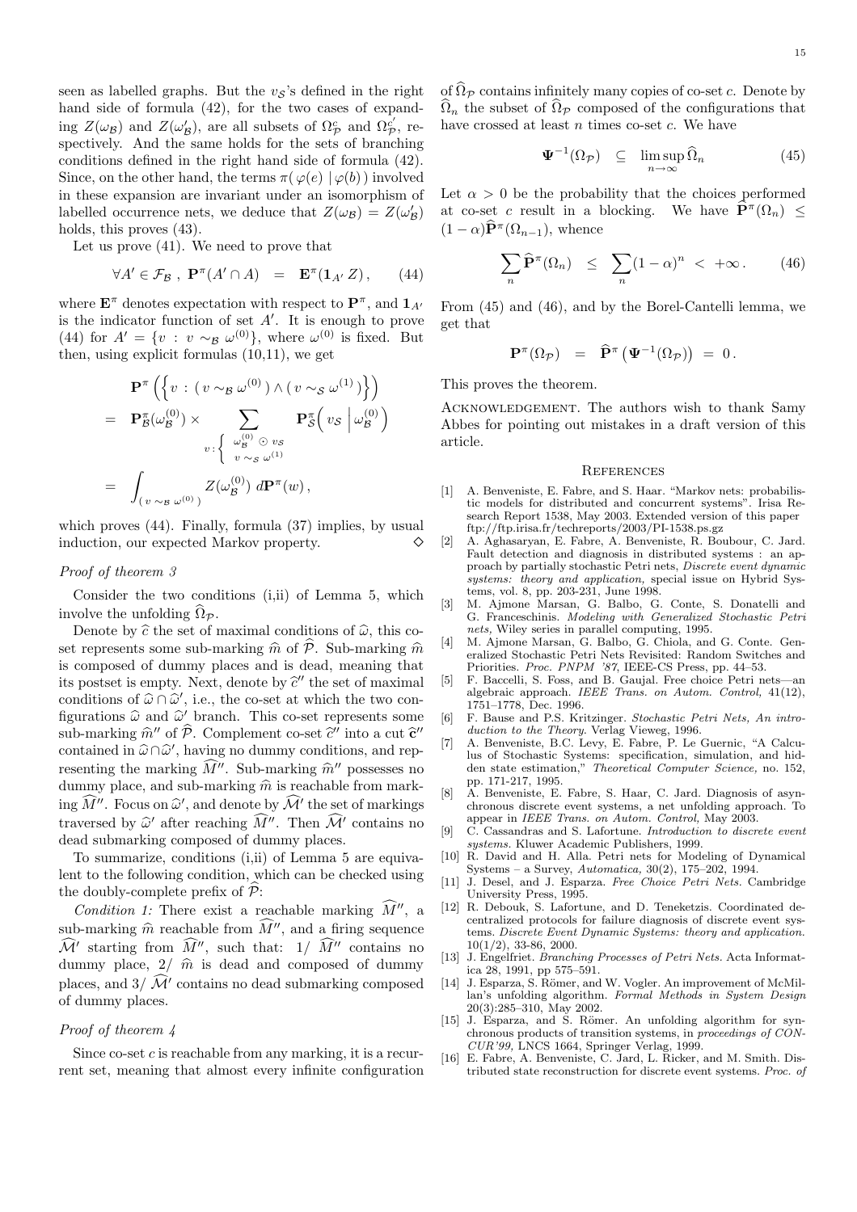seen as labelled graphs. But the $v_{\mathcal{S}}$'s defined in the right hand side of formula (42), for the two cases of expanding $Z(\omega_{\mathcal{B}})$ and $Z(\omega'_{\mathcal{B}})$, are all subsets of $\Omega^c_{\mathcal{P}}$ and $\Omega^{c'}_{\mathcal{P}}$, respectively. And the same holds for the sets of branching conditions defined in the right hand side of formula (42). Since, on the other hand, the terms $\pi(\varphi(e) \mid \varphi(b))$ involved in these expansion are invariant under an isomorphism of labelled occurrence nets, we deduce that $Z(\omega_{\mathcal{B}}) = Z(\omega'_{\mathcal{B}})$ holds, this proves (43).

Let us prove (41). We need to prove that

$$\forall A' \in \mathcal{F}_{\mathcal{B}} \;,\; \mathbf{P}^\pi(A' \cap A) \;\;=\;\; \mathbf{E}^\pi(\mathbf{1}_{A'}\, Z)\,, \qquad (44)$$

where $\mathbf{E}^\pi$ denotes expectation with respect to $\mathbf{P}^\pi$, and $\mathbf{1}_{A'}$ is the indicator function of set $A'$. It is enough to prove (44) for $A' = \{v \,:\, v \sim_{\mathcal{B}} \omega^{(0)}\}$, where $\omega^{(0)}$ is fixed. But then, using explicit formulas (10,11), we get

$$\begin{aligned}
& \mathbf{P}^\pi\left(\left\{v \,:\, (\,v \sim_{\mathcal{B}} \omega^{(0)}\,) \wedge (\,v \sim_{\mathcal{S}} \omega^{(1)}\,)\right\}\right) \\
= \;& \mathbf{P}^\pi_{\mathcal{B}}(\omega^{(0)}_{\mathcal{B}}) \times \sum_{v \,:\, \left\{ \begin{smallmatrix} \omega^{(0)}_{\mathcal{B}} \,\odot\, v_{\mathcal{S}} \\ v \,\sim_{\mathcal{S}}\, \omega^{(1)} \end{smallmatrix} \right.} \mathbf{P}^\pi_{\mathcal{S}}\Big(\, v_{\mathcal{S}} \;\Big|\; \omega^{(0)}_{\mathcal{B}} \Big) \\
= \;& \int_{(\, v \,\sim_{\mathcal{B}}\, \omega^{(0)}\,)} Z(\omega^{(0)}_{\mathcal{B}}) \; d\mathbf{P}^\pi(w)\,,
\end{aligned}$$

which proves (44). Finally, formula (37) implies, by usual induction, our expected Markov property. $\diamond$

### *Proof of theorem 3*

Consider the two conditions (i,ii) of Lemma 5, which involve the unfolding $\widehat{\Omega}_{\mathcal{P}}$.

Denote by $\widehat{c}$ the set of maximal conditions of $\widehat{\omega}$, this co-set represents some sub-marking $\widehat{m}$ of $\widehat{\mathcal{P}}$. Sub-marking $\widehat{m}$ is composed of dummy places and is dead, meaning that its postset is empty. Next, denote by $\widehat{c}''$ the set of maximal conditions of $\widehat{\omega} \cap \widehat{\omega}'$, i.e., the co-set at which the two configurations $\widehat{\omega}$ and $\widehat{\omega}'$ branch. This co-set represents some sub-marking $\widehat{m}''$ of $\widehat{\mathcal{P}}$. Complement co-set $\widehat{c}''$ into a cut $\widehat{\mathbf{c}}''$ contained in $\widehat{\omega} \cap \widehat{\omega}'$, having no dummy conditions, and representing the marking $\widehat{M}''$. Sub-marking $\widehat{m}''$ possesses no dummy place, and sub-marking $\widehat{m}$ is reachable from marking $\widehat{M}''$. Focus on $\widehat{\omega}'$, and denote by $\widehat{\mathcal{M}}'$ the set of markings traversed by $\widehat{\omega}'$ after reaching $\widehat{M}''$. Then $\widehat{\mathcal{M}}'$ contains no dead submarking composed of dummy places.

To summarize, conditions (i,ii) of Lemma 5 are equivalent to the following condition, which can be checked using the doubly-complete prefix of $\widehat{\mathcal{P}}$:

*Condition 1:* There exist a reachable marking $\widehat{M}''$, a sub-marking $\widehat{m}$ reachable from $\widehat{M}''$, and a firing sequence $\widehat{\mathcal{M}}'$ starting from $\widehat{M}''$, such that: 1/ $\widehat{M}''$ contains no dummy place, 2/ $\widehat{m}$ is dead and composed of dummy places, and 3/ $\widehat{\mathcal{M}}'$ contains no dead submarking composed of dummy places.

### *Proof of theorem 4*

Since co-set $c$ is reachable from any marking, it is a recurrent set, meaning that almost every infinite configuration of $\widehat{\Omega}_{\mathcal{P}}$ contains infinitely many copies of co-set $c$. Denote by $\widehat{\Omega}_n$ the subset of $\widehat{\Omega}_{\mathcal{P}}$ composed of the configurations that have crossed at least $n$ times co-set $c$. We have

$$\mathbf{\Psi}^{-1}(\Omega_{\mathcal{P}}) \quad\subseteq\quad \limsup_{n\to\infty} \widehat{\Omega}_n \qquad (45)$$

Let $\alpha > 0$ be the probability that the choices performed at co-set $c$ result in a blocking. We have $\widehat{\mathbf{P}}^\pi(\Omega_n) \leq (1-\alpha)\widehat{\mathbf{P}}^\pi(\Omega_{n-1})$, whence

$$\sum_n \widehat{\mathbf{P}}^\pi(\Omega_n) \;\;\leq\;\; \sum_n (1-\alpha)^n \;<\; +\infty\,. \qquad (46)$$

From (45) and (46), and by the Borel-Cantelli lemma, we get that

$$\mathbf{P}^\pi(\Omega_{\mathcal{P}}) \;\;=\;\; \widehat{\mathbf{P}}^\pi\left(\mathbf{\Psi}^{-1}(\Omega_{\mathcal{P}})\right) \;=\; 0\,.$$

This proves the theorem.

Acknowledgement. The authors wish to thank Samy Abbes for pointing out mistakes in a draft version of this article.

## References

- [1] A. Benveniste, E. Fabre, and S. Haar. "Markov nets: probabilistic models for distributed and concurrent systems". Irisa Research Report 1538, May 2003. Extended version of this paper ftp://ftp.irisa.fr/techreports/2003/PI-1538.ps.gz
- [2] A. Aghasaryan, E. Fabre, A. Benveniste, R. Boubour, C. Jard. Fault detection and diagnosis in distributed systems : an approach by partially stochastic Petri nets, *Discrete event dynamic systems: theory and application,* special issue on Hybrid Systems, vol. 8, pp. 203-231, June 1998.
- [3] M. Ajmone Marsan, G. Balbo, G. Conte, S. Donatelli and G. Franceschinis. *Modeling with Generalized Stochastic Petri nets,* Wiley series in parallel computing, 1995.
- [4] M. Ajmone Marsan, G. Balbo, G. Chiola, and G. Conte. Generalized Stochastic Petri Nets Revisited: Random Switches and Priorities. *Proc. PNPM '87,* IEEE-CS Press, pp. 44–53.
- [5] F. Baccelli, S. Foss, and B. Gaujal. Free choice Petri nets—an algebraic approach. *IEEE Trans. on Autom. Control,* 41(12), 1751–1778, Dec. 1996.
- [6] F. Bause and P.S. Kritzinger. *Stochastic Petri Nets, An introduction to the Theory.* Verlag Vieweg, 1996.
- [7] A. Benveniste, B.C. Levy, E. Fabre, P. Le Guernic, "A Calculus of Stochastic Systems: specification, simulation, and hidden state estimation," *Theoretical Computer Science,* no. 152, pp. 171-217, 1995.
- [8] A. Benveniste, E. Fabre, S. Haar, C. Jard. Diagnosis of asynchronous discrete event systems, a net unfolding approach. To appear in *IEEE Trans. on Autom. Control,* May 2003.
- [9] C. Cassandras and S. Lafortune. *Introduction to discrete event systems.* Kluwer Academic Publishers, 1999.
- [10] R. David and H. Alla. Petri nets for Modeling of Dynamical Systems – a Survey, *Automatica,* 30(2), 175–202, 1994.
- [11] J. Desel, and J. Esparza. *Free Choice Petri Nets.* Cambridge University Press, 1995.
- [12] R. Debouk, S. Lafortune, and D. Teneketzis. Coordinated decentralized protocols for failure diagnosis of discrete event systems. *Discrete Event Dynamic Systems: theory and application.* 10(1/2), 33-86, 2000.
- [13] J. Engelfriet. *Branching Processes of Petri Nets.* Acta Informatica 28, 1991, pp 575–591.
- [14] J. Esparza, S. Römer, and W. Vogler. An improvement of McMillan's unfolding algorithm. *Formal Methods in System Design* 20(3):285–310, May 2002.
- [15] J. Esparza, and S. Römer. An unfolding algorithm for synchronous products of transition systems, in *proceedings of CONCUR'99,* LNCS 1664, Springer Verlag, 1999.
- [16] E. Fabre, A. Benveniste, C. Jard, L. Ricker, and M. Smith. Distributed state reconstruction for discrete event systems. *Proc. of*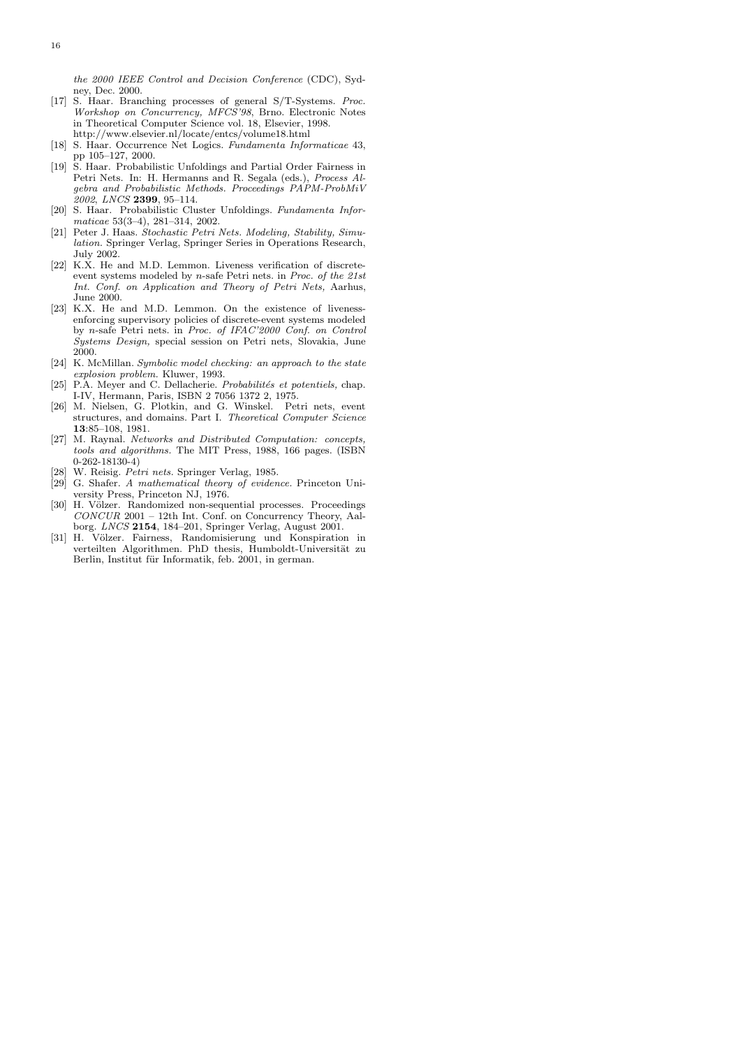*the 2000 IEEE Control and Decision Conference* (CDC), Sydney, Dec. 2000.

[17] S. Haar. Branching processes of general S/T-Systems. *Proc. Workshop on Concurrency, MFCS'98*, Brno. Electronic Notes in Theoretical Computer Science vol. 18, Elsevier, 1998. http://www.elsevier.nl/locate/entcs/volume18.html

[18] S. Haar. Occurrence Net Logics. *Fundamenta Informaticae* 43, pp 105–127, 2000.

[19] S. Haar. Probabilistic Unfoldings and Partial Order Fairness in Petri Nets. In: H. Hermanns and R. Segala (eds.), *Process Algebra and Probabilistic Methods. Proceedings PAPM-ProbMiV 2002*, *LNCS* **2399**, 95–114.

[20] S. Haar. Probabilistic Cluster Unfoldings. *Fundamenta Informaticae* 53(3–4), 281–314, 2002.

[21] Peter J. Haas. *Stochastic Petri Nets. Modeling, Stability, Simulation.* Springer Verlag, Springer Series in Operations Research, July 2002.

[22] K.X. He and M.D. Lemmon. Liveness verification of discrete-event systems modeled by *n*-safe Petri nets. in *Proc. of the 21st Int. Conf. on Application and Theory of Petri Nets,* Aarhus, June 2000.

[23] K.X. He and M.D. Lemmon. On the existence of liveness-enforcing supervisory policies of discrete-event systems modeled by *n*-safe Petri nets. in *Proc. of IFAC'2000 Conf. on Control Systems Design,* special session on Petri nets, Slovakia, June 2000.

[24] K. McMillan. *Symbolic model checking: an approach to the state explosion problem.* Kluwer, 1993.

[25] P.A. Meyer and C. Dellacherie. *Probabilités et potentiels,* chap. I-IV, Hermann, Paris, ISBN 2 7056 1372 2, 1975.

[26] M. Nielsen, G. Plotkin, and G. Winskel. Petri nets, event structures, and domains. Part I. *Theoretical Computer Science* **13**:85–108, 1981.

[27] M. Raynal. *Networks and Distributed Computation: concepts, tools and algorithms.* The MIT Press, 1988, 166 pages. (ISBN 0-262-18130-4)

[28] W. Reisig. *Petri nets.* Springer Verlag, 1985.

[29] G. Shafer. *A mathematical theory of evidence.* Princeton University Press, Princeton NJ, 1976.

[30] H. Völzer. Randomized non-sequential processes. Proceedings *CONCUR* 2001 – 12th Int. Conf. on Concurrency Theory, Aalborg. *LNCS* **2154**, 184–201, Springer Verlag, August 2001.

[31] H. Völzer. Fairness, Randomisierung und Konspiration in verteilten Algorithmen. PhD thesis, Humboldt-Universität zu Berlin, Institut für Informatik, feb. 2001, in german.